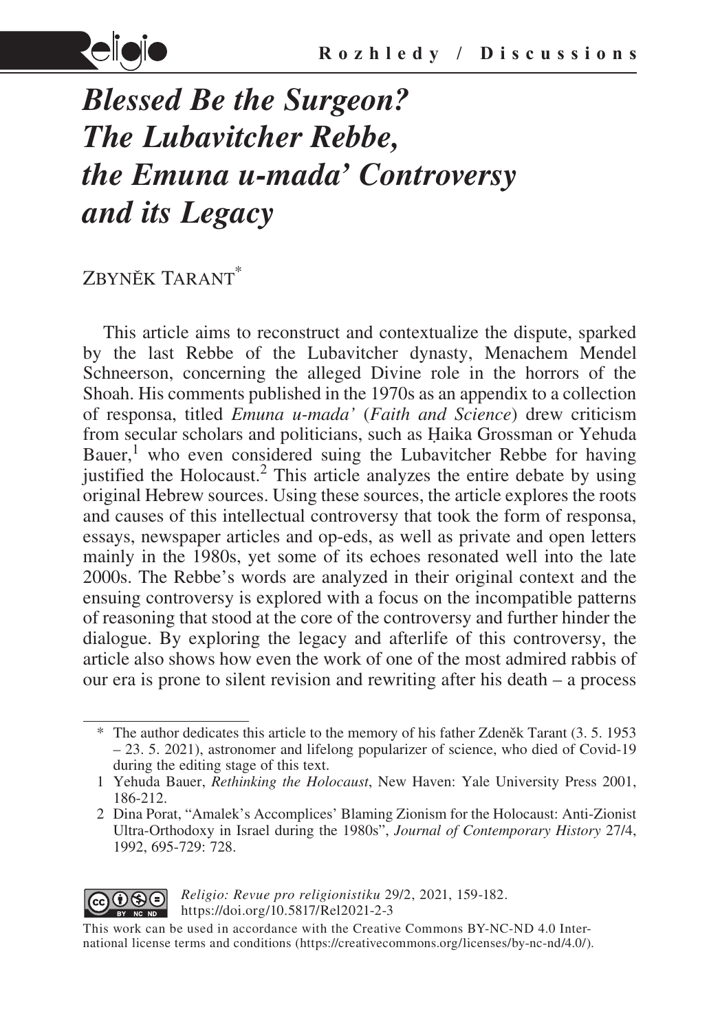# *Blessed Be the Surgeon? The Lubavitcher Rebbe, the Emuna u-mada' Controversy and its Legacy*

Zbyněk Tarant*

This article aims to reconstruct and contextualize the dispute, sparked by the last Rebbe of the Lubavitcher dynasty, Menachem Mendel Schneerson, concerning the alleged Divine role in the horrors of the Shoah. His comments published in the 1970s as an appendix to a collection of responsa, titled *Emuna u-mada'* (*Faith and Science*) drew criticism from secular scholars and politicians, such as Ḥaika Grossman or Yehuda Bauer,[1] who even considered suing the Lubavitcher Rebbe for having justified the Holocaust.[2] This article analyzes the entire debate by using original Hebrew sources. Using these sources, the article explores the roots and causes of this intellectual controversy that took the form of responsa, essays, newspaper articles and op-eds, as well as private and open letters mainly in the 1980s, yet some of its echoes resonated well into the late 2000s. The Rebbe's words are analyzed in their original context and the ensuing controversy is explored with a focus on the incompatible patterns of reasoning that stood at the core of the controversy and further hinder the dialogue. By exploring the legacy and afterlife of this controversy, the article also shows how even the work of one of the most admired rabbis of our era is prone to silent revision and rewriting after his death – a process

---

\* The author dedicates this article to the memory of his father Zdeněk Tarant (3. 5. 1953 – 23. 5. 2021), astronomer and lifelong popularizer of science, who died of Covid-19 during the editing stage of this text.

1 Yehuda Bauer, *Rethinking the Holocaust*, New Haven: Yale University Press 2001, 186-212.

2 Dina Porat, "Amalek's Accomplices' Blaming Zionism for the Holocaust: Anti-Zionist Ultra-Orthodoxy in Israel during the 1980s", *Journal of Contemporary History* 27/4, 1992, 695-729: 728.

*Religio: Revue pro religionistiku* 29/2, 2021, 159-182.
https://doi.org/10.5817/Rel2021-2-3

This work can be used in accordance with the Creative Commons BY-NC-ND 4.0 International license terms and conditions (https://creativecommons.org/licenses/by-nc-nd/4.0/).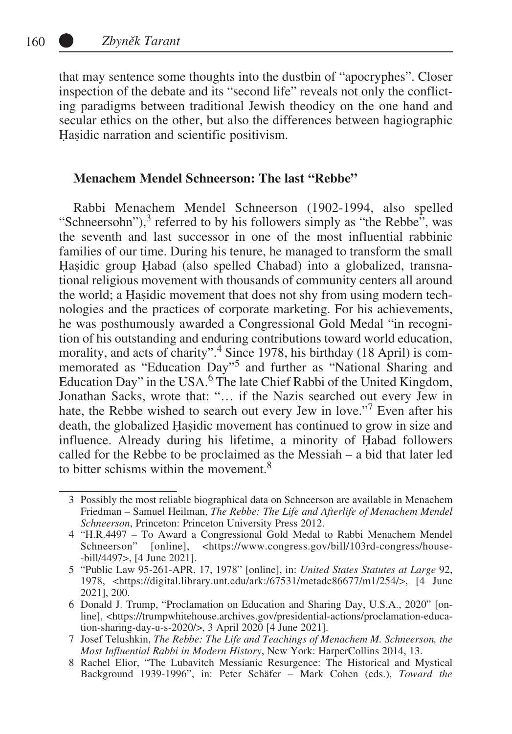that may sentence some thoughts into the dustbin of "apocryphes". Closer inspection of the debate and its "second life" reveals not only the conflicting paradigms between traditional Jewish theodicy on the one hand and secular ethics on the other, but also the differences between hagiographic Ḥasidic narration and scientific positivism.

## Menachem Mendel Schneerson: The last "Rebbe"

Rabbi Menachem Mendel Schneerson (1902-1994, also spelled "Schneersohn"),[3] referred to by his followers simply as "the Rebbe", was the seventh and last successor in one of the most influential rabbinic families of our time. During his tenure, he managed to transform the small Ḥasidic group Ḥabad (also spelled Chabad) into a globalized, transnational religious movement with thousands of community centers all around the world; a Ḥasidic movement that does not shy from using modern technologies and the practices of corporate marketing. For his achievements, he was posthumously awarded a Congressional Gold Medal "in recognition of his outstanding and enduring contributions toward world education, morality, and acts of charity".[4] Since 1978, his birthday (18 April) is commemorated as "Education Day"[5] and further as "National Sharing and Education Day" in the USA.[6] The late Chief Rabbi of the United Kingdom, Jonathan Sacks, wrote that: "… if the Nazis searched out every Jew in hate, the Rebbe wished to search out every Jew in love."[7] Even after his death, the globalized Ḥasidic movement has continued to grow in size and influence. Already during his lifetime, a minority of Ḥabad followers called for the Rebbe to be proclaimed as the Messiah – a bid that later led to bitter schisms within the movement.[8]

---

3 Possibly the most reliable biographical data on Schneerson are available in Menachem Friedman – Samuel Heilman, *The Rebbe: The Life and Afterlife of Menachem Mendel Schneerson*, Princeton: Princeton University Press 2012.

4 "H.R.4497 – To Award a Congressional Gold Medal to Rabbi Menachem Mendel Schneerson" [online], <https://www.congress.gov/bill/103rd-congress/house-bill/4497>, [4 June 2021].

5 "Public Law 95-261-APR. 17, 1978" [online], in: *United States Statutes at Large* 92, 1978, <https://digital.library.unt.edu/ark:/67531/metadc86677/m1/254/>, [4 June 2021], 200.

6 Donald J. Trump, "Proclamation on Education and Sharing Day, U.S.A., 2020" [online], <https://trumpwhitehouse.archives.gov/presidential-actions/proclamation-education-sharing-day-u-s-2020/>, 3 April 2020 [4 June 2021].

7 Josef Telushkin, *The Rebbe: The Life and Teachings of Menachem M. Schneerson, the Most Influential Rabbi in Modern History*, New York: HarperCollins 2014, 13.

8 Rachel Elior, "The Lubavitch Messianic Resurgence: The Historical and Mystical Background 1939-1996", in: Peter Schäfer – Mark Cohen (eds.), *Toward the*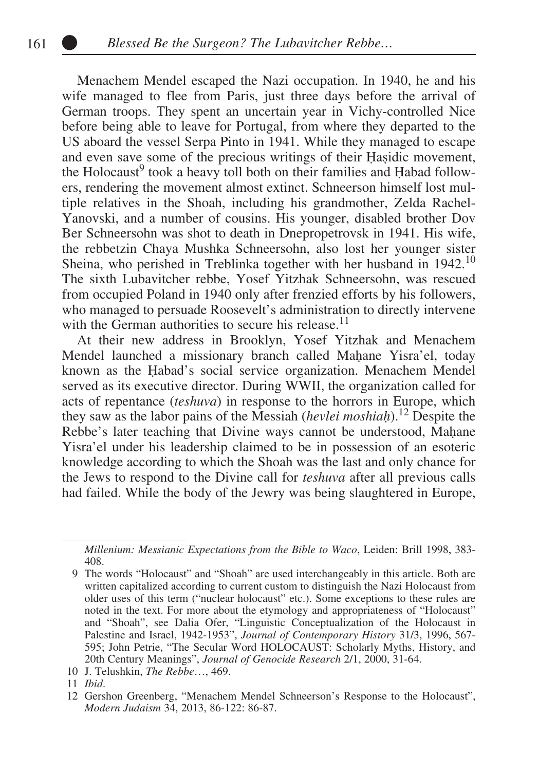Menachem Mendel escaped the Nazi occupation. In 1940, he and his wife managed to flee from Paris, just three days before the arrival of German troops. They spent an uncertain year in Vichy-controlled Nice before being able to leave for Portugal, from where they departed to the US aboard the vessel Serpa Pinto in 1941. While they managed to escape and even save some of the precious writings of their Ḥaṣidic movement, the Holocaust[9] took a heavy toll both on their families and Ḥabad followers, rendering the movement almost extinct. Schneerson himself lost multiple relatives in the Shoah, including his grandmother, Zelda Rachel-Yanovski, and a number of cousins. His younger, disabled brother Dov Ber Schneersohn was shot to death in Dnepropetrovsk in 1941. His wife, the rebbetzin Chaya Mushka Schneersohn, also lost her younger sister Sheina, who perished in Treblinka together with her husband in 1942.[10] The sixth Lubavitcher rebbe, Yosef Yitzhak Schneersohn, was rescued from occupied Poland in 1940 only after frenzied efforts by his followers, who managed to persuade Roosevelt's administration to directly intervene with the German authorities to secure his release.[11]

At their new address in Brooklyn, Yosef Yitzhak and Menachem Mendel launched a missionary branch called Maḥane Yisra'el, today known as the Ḥabad's social service organization. Menachem Mendel served as its executive director. During WWII, the organization called for acts of repentance (*teshuva*) in response to the horrors in Europe, which they saw as the labor pains of the Messiah (*hevlei moshiaḥ*).[12] Despite the Rebbe's later teaching that Divine ways cannot be understood, Maḥane Yisra'el under his leadership claimed to be in possession of an esoteric knowledge according to which the Shoah was the last and only chance for the Jews to respond to the Divine call for *teshuva* after all previous calls had failed. While the body of the Jewry was being slaughtered in Europe,

---

*Millenium: Messianic Expectations from the Bible to Waco*, Leiden: Brill 1998, 383-408.

9 The words "Holocaust" and "Shoah" are used interchangeably in this article. Both are written capitalized according to current custom to distinguish the Nazi Holocaust from older uses of this term ("nuclear holocaust" etc.). Some exceptions to these rules are noted in the text. For more about the etymology and appropriateness of "Holocaust" and "Shoah", see Dalia Ofer, "Linguistic Conceptualization of the Holocaust in Palestine and Israel, 1942-1953", *Journal of Contemporary History* 31/3, 1996, 567-595; John Petrie, "The Secular Word HOLOCAUST: Scholarly Myths, History, and 20th Century Meanings", *Journal of Genocide Research* 2/1, 2000, 31-64.

10 J. Telushkin, *The Rebbe*…, 469.

11 *Ibid*.

12 Gershon Greenberg, "Menachem Mendel Schneerson's Response to the Holocaust", *Modern Judaism* 34, 2013, 86-122: 86-87.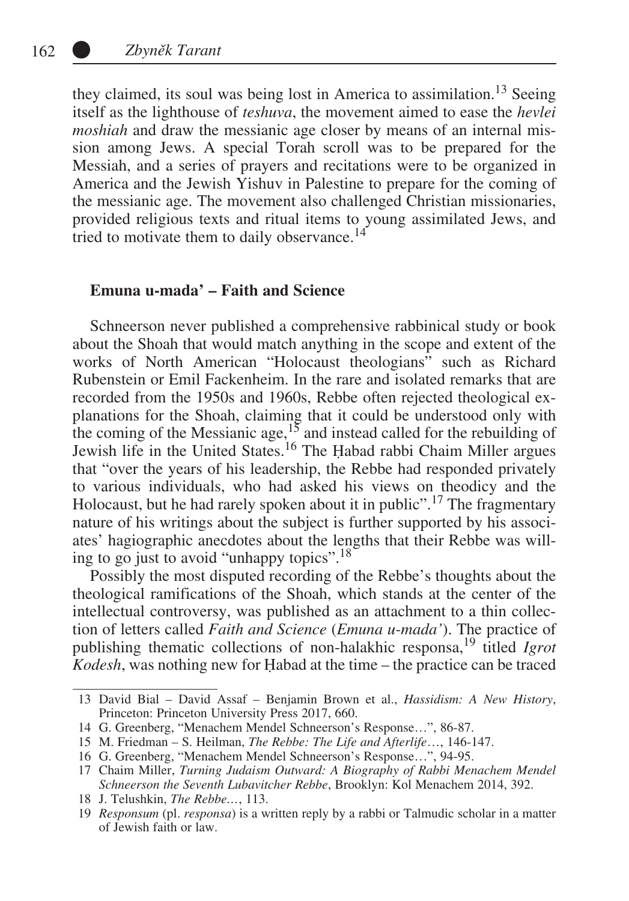they claimed, its soul was being lost in America to assimilation.[13] Seeing itself as the lighthouse of *teshuva*, the movement aimed to ease the *hevlei moshiah* and draw the messianic age closer by means of an internal mission among Jews. A special Torah scroll was to be prepared for the Messiah, and a series of prayers and recitations were to be organized in America and the Jewish Yishuv in Palestine to prepare for the coming of the messianic age. The movement also challenged Christian missionaries, provided religious texts and ritual items to young assimilated Jews, and tried to motivate them to daily observance.[14]

## Emuna u-mada' – Faith and Science

Schneerson never published a comprehensive rabbinical study or book about the Shoah that would match anything in the scope and extent of the works of North American "Holocaust theologians" such as Richard Rubenstein or Emil Fackenheim. In the rare and isolated remarks that are recorded from the 1950s and 1960s, Rebbe often rejected theological explanations for the Shoah, claiming that it could be understood only with the coming of the Messianic age,[15] and instead called for the rebuilding of Jewish life in the United States.[16] The Ḥabad rabbi Chaim Miller argues that "over the years of his leadership, the Rebbe had responded privately to various individuals, who had asked his views on theodicy and the Holocaust, but he had rarely spoken about it in public".[17] The fragmentary nature of his writings about the subject is further supported by his associates' hagiographic anecdotes about the lengths that their Rebbe was willing to go just to avoid "unhappy topics".[18]

Possibly the most disputed recording of the Rebbe's thoughts about the theological ramifications of the Shoah, which stands at the center of the intellectual controversy, was published as an attachment to a thin collection of letters called *Faith and Science* (*Emuna u-mada'*). The practice of publishing thematic collections of non-halakhic responsa,[19] titled *Igrot Kodesh*, was nothing new for Ḥabad at the time – the practice can be traced

---

13 David Bial – David Assaf – Benjamin Brown et al., *Hassidism: A New History*, Princeton: Princeton University Press 2017, 660.

14 G. Greenberg, "Menachem Mendel Schneerson's Response…", 86-87.

15 M. Friedman – S. Heilman, *The Rebbe: The Life and Afterlife*…, 146-147.

16 G. Greenberg, "Menachem Mendel Schneerson's Response…", 94-95.

17 Chaim Miller, *Turning Judaism Outward: A Biography of Rabbi Menachem Mendel Schneerson the Seventh Lubavitcher Rebbe*, Brooklyn: Kol Menachem 2014, 392.

18 J. Telushkin, *The Rebbe…*, 113.

19 *Responsum* (pl. *responsa*) is a written reply by a rabbi or Talmudic scholar in a matter of Jewish faith or law.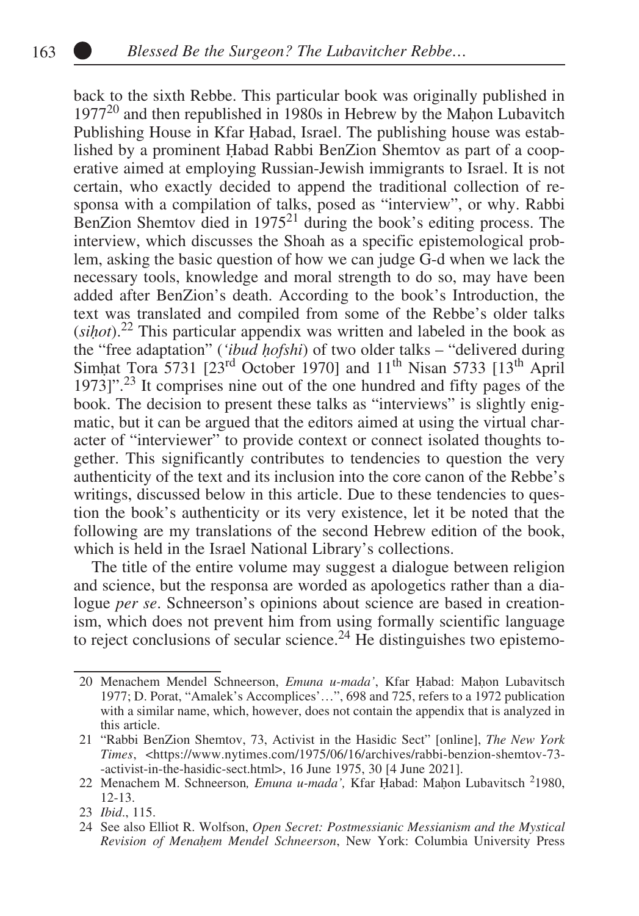back to the sixth Rebbe. This particular book was originally published in 1977[20] and then republished in 1980s in Hebrew by the Maḥon Lubavitch Publishing House in Kfar Ḥabad, Israel. The publishing house was established by a prominent Ḥabad Rabbi BenZion Shemtov as part of a cooperative aimed at employing Russian-Jewish immigrants to Israel. It is not certain, who exactly decided to append the traditional collection of responsa with a compilation of talks, posed as "interview", or why. Rabbi BenZion Shemtov died in 1975[21] during the book's editing process. The interview, which discusses the Shoah as a specific epistemological problem, asking the basic question of how we can judge G-d when we lack the necessary tools, knowledge and moral strength to do so, may have been added after BenZion's death. According to the book's Introduction, the text was translated and compiled from some of the Rebbe's older talks (*siḥot*).[22] This particular appendix was written and labeled in the book as the "free adaptation" (*'ibud ḥofshi*) of two older talks – "delivered during Simḥat Tora 5731 [23rd October 1970] and 11th Nisan 5733 [13th April 1973]".[23] It comprises nine out of the one hundred and fifty pages of the book. The decision to present these talks as "interviews" is slightly enigmatic, but it can be argued that the editors aimed at using the virtual character of "interviewer" to provide context or connect isolated thoughts together. This significantly contributes to tendencies to question the very authenticity of the text and its inclusion into the core canon of the Rebbe's writings, discussed below in this article. Due to these tendencies to question the book's authenticity or its very existence, let it be noted that the following are my translations of the second Hebrew edition of the book, which is held in the Israel National Library's collections.

The title of the entire volume may suggest a dialogue between religion and science, but the responsa are worded as apologetics rather than a dialogue *per se*. Schneerson's opinions about science are based in creationism, which does not prevent him from using formally scientific language to reject conclusions of secular science.[24] He distinguishes two epistemo-

---

20 Menachem Mendel Schneerson, *Emuna u-mada'*, Kfar Ḥabad: Maḥon Lubavitsch 1977; D. Porat, "Amalek's Accomplices'…", 698 and 725, refers to a 1972 publication with a similar name, which, however, does not contain the appendix that is analyzed in this article.

21 "Rabbi BenZion Shemtov, 73, Activist in the Hasidic Sect" [online], *The New York Times*, <https://www.nytimes.com/1975/06/16/archives/rabbi-benzion-shemtov-73--activist-in-the-hasidic-sect.html>, 16 June 1975, 30 [4 June 2021].

22 Menachem M. Schneerson*, Emuna u-mada',* Kfar Ḥabad: Maḥon Lubavitsch ²1980, 12-13.

23 *Ibid*., 115.

24 See also Elliot R. Wolfson, *Open Secret: Postmessianic Messianism and the Mystical Revision of Menaḥem Mendel Schneerson*, New York: Columbia University Press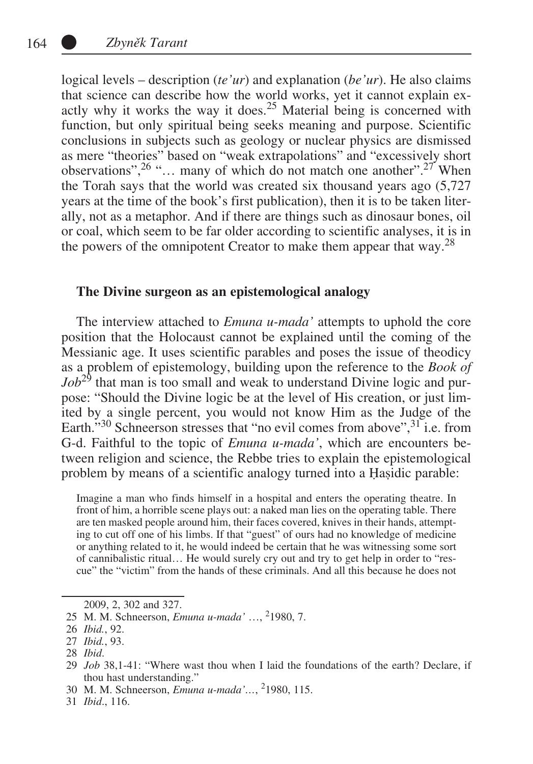logical levels – description (*te'ur*) and explanation (*be'ur*). He also claims that science can describe how the world works, yet it cannot explain exactly why it works the way it does.[25] Material being is concerned with function, but only spiritual being seeks meaning and purpose. Scientific conclusions in subjects such as geology or nuclear physics are dismissed as mere "theories" based on "weak extrapolations" and "excessively short observations",[26] "… many of which do not match one another".[27] When the Torah says that the world was created six thousand years ago (5,727 years at the time of the book's first publication), then it is to be taken literally, not as a metaphor. And if there are things such as dinosaur bones, oil or coal, which seem to be far older according to scientific analyses, it is in the powers of the omnipotent Creator to make them appear that way.[28]

## The Divine surgeon as an epistemological analogy

The interview attached to *Emuna u-mada'* attempts to uphold the core position that the Holocaust cannot be explained until the coming of the Messianic age. It uses scientific parables and poses the issue of theodicy as a problem of epistemology, building upon the reference to the *Book of Job*[29] that man is too small and weak to understand Divine logic and purpose: "Should the Divine logic be at the level of His creation, or just limited by a single percent, you would not know Him as the Judge of the Earth."[30] Schneerson stresses that "no evil comes from above",[31] i.e. from G-d. Faithful to the topic of *Emuna u-mada'*, which are encounters between religion and science, the Rebbe tries to explain the epistemological problem by means of a scientific analogy turned into a Ḥasidic parable:

> Imagine a man who finds himself in a hospital and enters the operating theatre. In front of him, a horrible scene plays out: a naked man lies on the operating table. There are ten masked people around him, their faces covered, knives in their hands, attempting to cut off one of his limbs. If that "guest" of ours had no knowledge of medicine or anything related to it, he would indeed be certain that he was witnessing some sort of cannibalistic ritual… He would surely cry out and try to get help in order to "rescue" the "victim" from the hands of these criminals. And all this because he does not

---

2009, 2, 302 and 327.

25 M. M. Schneerson, *Emuna u-mada'* …, [2]1980, 7.

26 *Ibid.*, 92.

27 *Ibid.*, 93.

28 *Ibid.*

29 *Job* 38,1-41: "Where wast thou when I laid the foundations of the earth? Declare, if thou hast understanding."

30 M. M. Schneerson, *Emuna u-mada'*…, [2]1980, 115.

31 *Ibid.*, 116.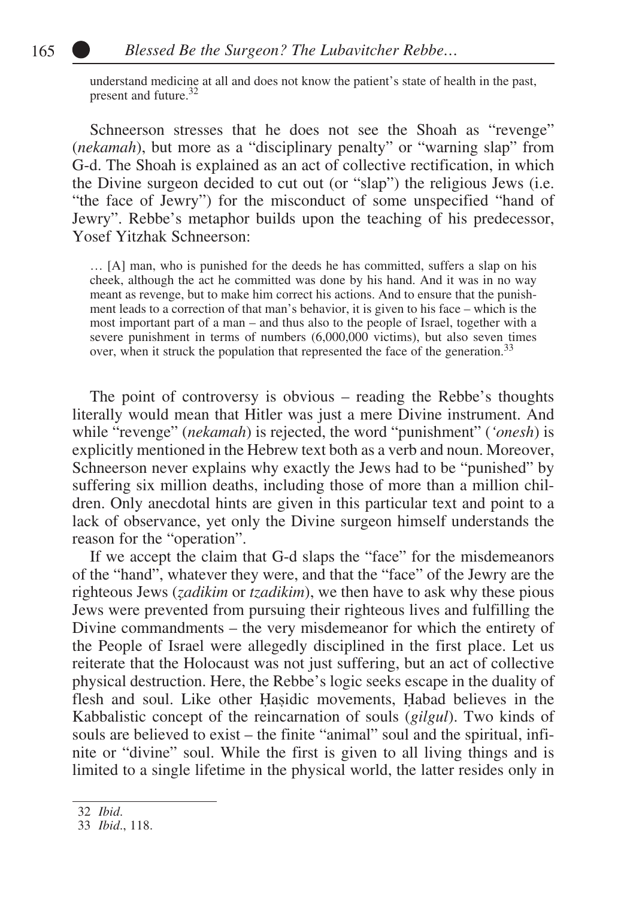understand medicine at all and does not know the patient's state of health in the past, present and future.[32]

Schneerson stresses that he does not see the Shoah as "revenge" (*nekamah*), but more as a "disciplinary penalty" or "warning slap" from G-d. The Shoah is explained as an act of collective rectification, in which the Divine surgeon decided to cut out (or "slap") the religious Jews (i.e. "the face of Jewry") for the misconduct of some unspecified "hand of Jewry". Rebbe's metaphor builds upon the teaching of his predecessor, Yosef Yitzhak Schneerson:

> … [A] man, who is punished for the deeds he has committed, suffers a slap on his cheek, although the act he committed was done by his hand. And it was in no way meant as revenge, but to make him correct his actions. And to ensure that the punishment leads to a correction of that man's behavior, it is given to his face – which is the most important part of a man – and thus also to the people of Israel, together with a severe punishment in terms of numbers (6,000,000 victims), but also seven times over, when it struck the population that represented the face of the generation.[33]

The point of controversy is obvious – reading the Rebbe's thoughts literally would mean that Hitler was just a mere Divine instrument. And while "revenge" (*nekamah*) is rejected, the word "punishment" (*'onesh*) is explicitly mentioned in the Hebrew text both as a verb and noun. Moreover, Schneerson never explains why exactly the Jews had to be "punished" by suffering six million deaths, including those of more than a million children. Only anecdotal hints are given in this particular text and point to a lack of observance, yet only the Divine surgeon himself understands the reason for the "operation".

If we accept the claim that G-d slaps the "face" for the misdemeanors of the "hand", whatever they were, and that the "face" of the Jewry are the righteous Jews (*ẓadikim* or *tzadikim*), we then have to ask why these pious Jews were prevented from pursuing their righteous lives and fulfilling the Divine commandments – the very misdemeanor for which the entirety of the People of Israel were allegedly disciplined in the first place. Let us reiterate that the Holocaust was not just suffering, but an act of collective physical destruction. Here, the Rebbe's logic seeks escape in the duality of flesh and soul. Like other Ḥasidic movements, Ḥabad believes in the Kabbalistic concept of the reincarnation of souls (*gilgul*). Two kinds of souls are believed to exist – the finite "animal" soul and the spiritual, infinite or "divine" soul. While the first is given to all living things and is limited to a single lifetime in the physical world, the latter resides only in

32 *Ibid*.

33 *Ibid*., 118.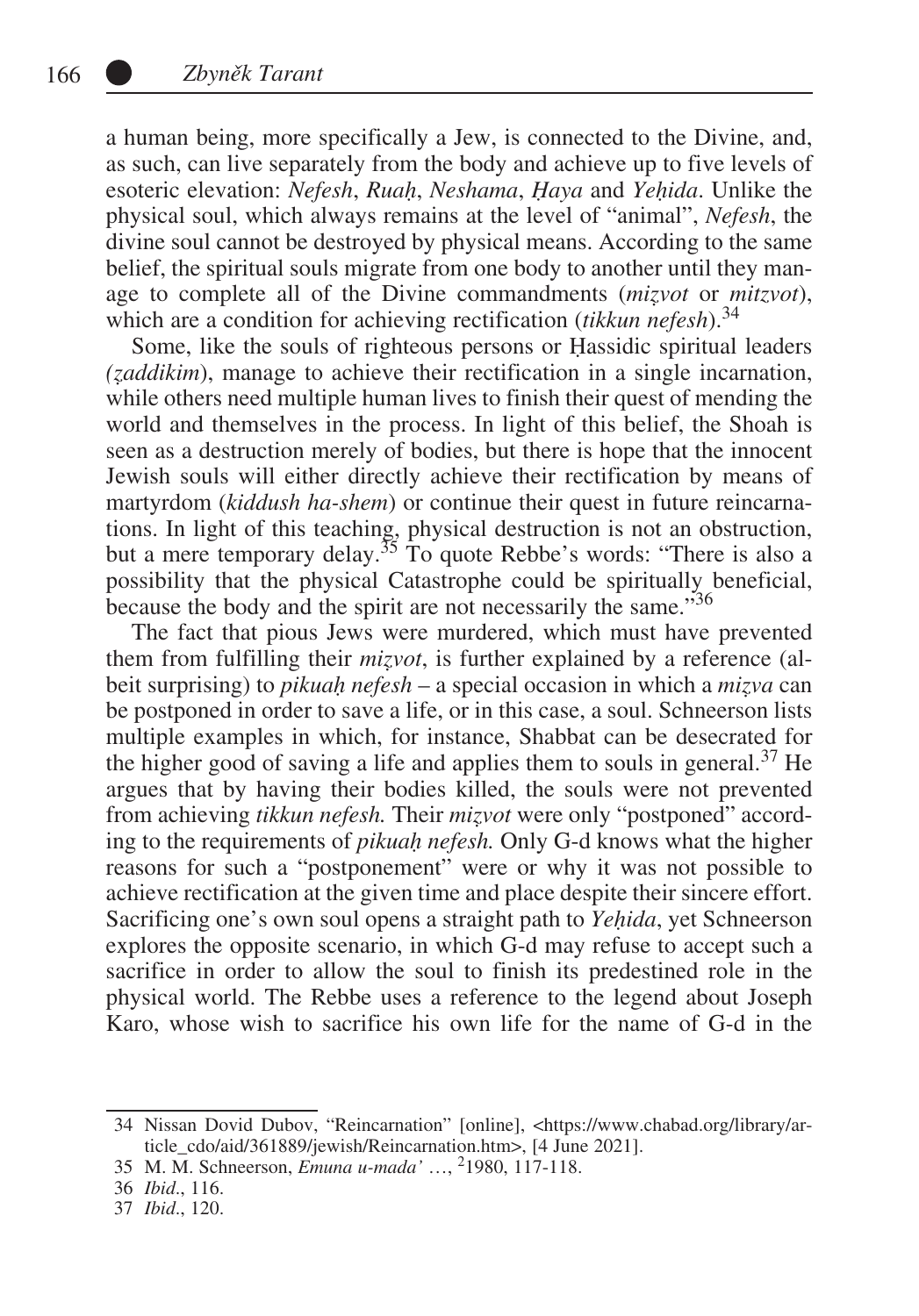a human being, more specifically a Jew, is connected to the Divine, and, as such, can live separately from the body and achieve up to five levels of esoteric elevation: *Nefesh*, *Ruaḥ*, *Neshama*, *Ḥaya* and *Yeḥida*. Unlike the physical soul, which always remains at the level of "animal", *Nefesh*, the divine soul cannot be destroyed by physical means. According to the same belief, the spiritual souls migrate from one body to another until they manage to complete all of the Divine commandments (*miẓvot* or *mitzvot*), which are a condition for achieving rectification (*tikkun nefesh*).[34]

Some, like the souls of righteous persons or Ḥassidic spiritual leaders *(ẓaddikim*), manage to achieve their rectification in a single incarnation, while others need multiple human lives to finish their quest of mending the world and themselves in the process. In light of this belief, the Shoah is seen as a destruction merely of bodies, but there is hope that the innocent Jewish souls will either directly achieve their rectification by means of martyrdom (*kiddush ha-shem*) or continue their quest in future reincarnations. In light of this teaching, physical destruction is not an obstruction, but a mere temporary delay.[35] To quote Rebbe's words: "There is also a possibility that the physical Catastrophe could be spiritually beneficial, because the body and the spirit are not necessarily the same."[36]

The fact that pious Jews were murdered, which must have prevented them from fulfilling their *miẓvot*, is further explained by a reference (albeit surprising) to *pikuaḥ nefesh* – a special occasion in which a *miẓva* can be postponed in order to save a life, or in this case, a soul. Schneerson lists multiple examples in which, for instance, Shabbat can be desecrated for the higher good of saving a life and applies them to souls in general.[37] He argues that by having their bodies killed, the souls were not prevented from achieving *tikkun nefesh.* Their *miẓvot* were only "postponed" according to the requirements of *pikuaḥ nefesh.* Only G-d knows what the higher reasons for such a "postponement" were or why it was not possible to achieve rectification at the given time and place despite their sincere effort. Sacrificing one's own soul opens a straight path to *Yeḥida*, yet Schneerson explores the opposite scenario, in which G-d may refuse to accept such a sacrifice in order to allow the soul to finish its predestined role in the physical world. The Rebbe uses a reference to the legend about Joseph Karo, whose wish to sacrifice his own life for the name of G-d in the

34 Nissan Dovid Dubov, "Reincarnation" [online], <https://www.chabad.org/library/article_cdo/aid/361889/jewish/Reincarnation.htm>, [4 June 2021].

35 M. M. Schneerson, *Emuna u-mada'* …, [2]1980, 117-118.

36 *Ibid*., 116.

37 *Ibid*., 120.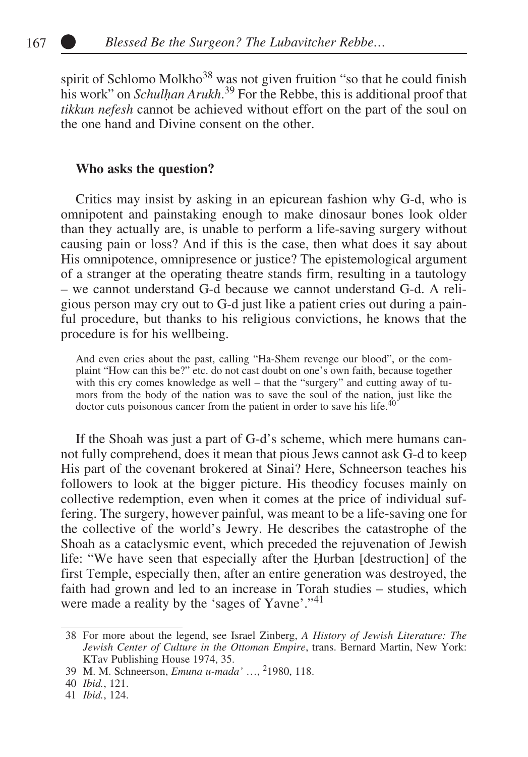spirit of Schlomo Molkho[38] was not given fruition "so that he could finish his work" on *Schulḥan Arukh*.[39] For the Rebbe, this is additional proof that *tikkun nefesh* cannot be achieved without effort on the part of the soul on the one hand and Divine consent on the other.

### Who asks the question?

Critics may insist by asking in an epicurean fashion why G-d, who is omnipotent and painstaking enough to make dinosaur bones look older than they actually are, is unable to perform a life-saving surgery without causing pain or loss? And if this is the case, then what does it say about His omnipotence, omnipresence or justice? The epistemological argument of a stranger at the operating theatre stands firm, resulting in a tautology – we cannot understand G-d because we cannot understand G-d. A religious person may cry out to G-d just like a patient cries out during a painful procedure, but thanks to his religious convictions, he knows that the procedure is for his wellbeing.

> And even cries about the past, calling "Ha-Shem revenge our blood", or the complaint "How can this be?" etc. do not cast doubt on one's own faith, because together with this cry comes knowledge as well – that the "surgery" and cutting away of tumors from the body of the nation was to save the soul of the nation, just like the doctor cuts poisonous cancer from the patient in order to save his life.[40]

If the Shoah was just a part of G-d's scheme, which mere humans cannot fully comprehend, does it mean that pious Jews cannot ask G-d to keep His part of the covenant brokered at Sinai? Here, Schneerson teaches his followers to look at the bigger picture. His theodicy focuses mainly on collective redemption, even when it comes at the price of individual suffering. The surgery, however painful, was meant to be a life-saving one for the collective of the world's Jewry. He describes the catastrophe of the Shoah as a cataclysmic event, which preceded the rejuvenation of Jewish life: "We have seen that especially after the Ḥurban [destruction] of the first Temple, especially then, after an entire generation was destroyed, the faith had grown and led to an increase in Torah studies – studies, which were made a reality by the 'sages of Yavne'."[41]

---

38 For more about the legend, see Israel Zinberg, *A History of Jewish Literature: The Jewish Center of Culture in the Ottoman Empire*, trans. Bernard Martin, New York: KTav Publishing House 1974, 35.

39 M. M. Schneerson, *Emuna u-mada'* …, [2]1980, 118.

40 *Ibid.*, 121.

41 *Ibid.*, 124.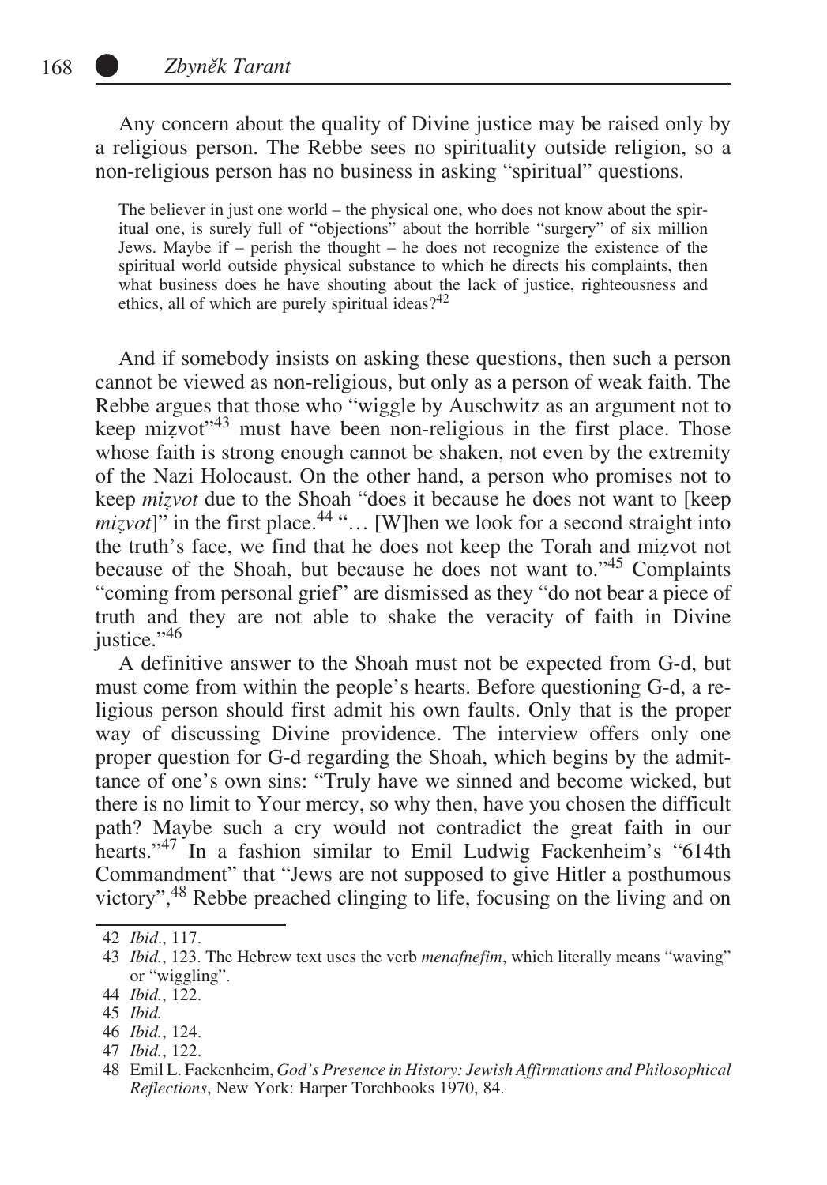Any concern about the quality of Divine justice may be raised only by a religious person. The Rebbe sees no spirituality outside religion, so a non-religious person has no business in asking "spiritual" questions.

> The believer in just one world – the physical one, who does not know about the spiritual one, is surely full of "objections" about the horrible "surgery" of six million Jews. Maybe if – perish the thought – he does not recognize the existence of the spiritual world outside physical substance to which he directs his complaints, then what business does he have shouting about the lack of justice, righteousness and ethics, all of which are purely spiritual ideas?[42]

And if somebody insists on asking these questions, then such a person cannot be viewed as non-religious, but only as a person of weak faith. The Rebbe argues that those who "wiggle by Auschwitz as an argument not to keep miẓvot"[43] must have been non-religious in the first place. Those whose faith is strong enough cannot be shaken, not even by the extremity of the Nazi Holocaust. On the other hand, a person who promises not to keep *miẓvot* due to the Shoah "does it because he does not want to [keep *miẓvot*]" in the first place.[44] "… [W]hen we look for a second straight into the truth's face, we find that he does not keep the Torah and miẓvot not because of the Shoah, but because he does not want to."[45] Complaints "coming from personal grief" are dismissed as they "do not bear a piece of truth and they are not able to shake the veracity of faith in Divine justice."[46]

A definitive answer to the Shoah must not be expected from G-d, but must come from within the people's hearts. Before questioning G-d, a religious person should first admit his own faults. Only that is the proper way of discussing Divine providence. The interview offers only one proper question for G-d regarding the Shoah, which begins by the admittance of one's own sins: "Truly have we sinned and become wicked, but there is no limit to Your mercy, so why then, have you chosen the difficult path? Maybe such a cry would not contradict the great faith in our hearts."[47] In a fashion similar to Emil Ludwig Fackenheim's "614th Commandment" that "Jews are not supposed to give Hitler a posthumous victory",[48] Rebbe preached clinging to life, focusing on the living and on

---

42 *Ibid*., 117.

43 *Ibid.*, 123. The Hebrew text uses the verb *menafnefim*, which literally means "waving" or "wiggling".

44 *Ibid.*, 122.

45 *Ibid.*

46 *Ibid.*, 124.

47 *Ibid.*, 122.

48 Emil L. Fackenheim, *God's Presence in History: Jewish Affirmations and Philosophical Reflections*, New York: Harper Torchbooks 1970, 84.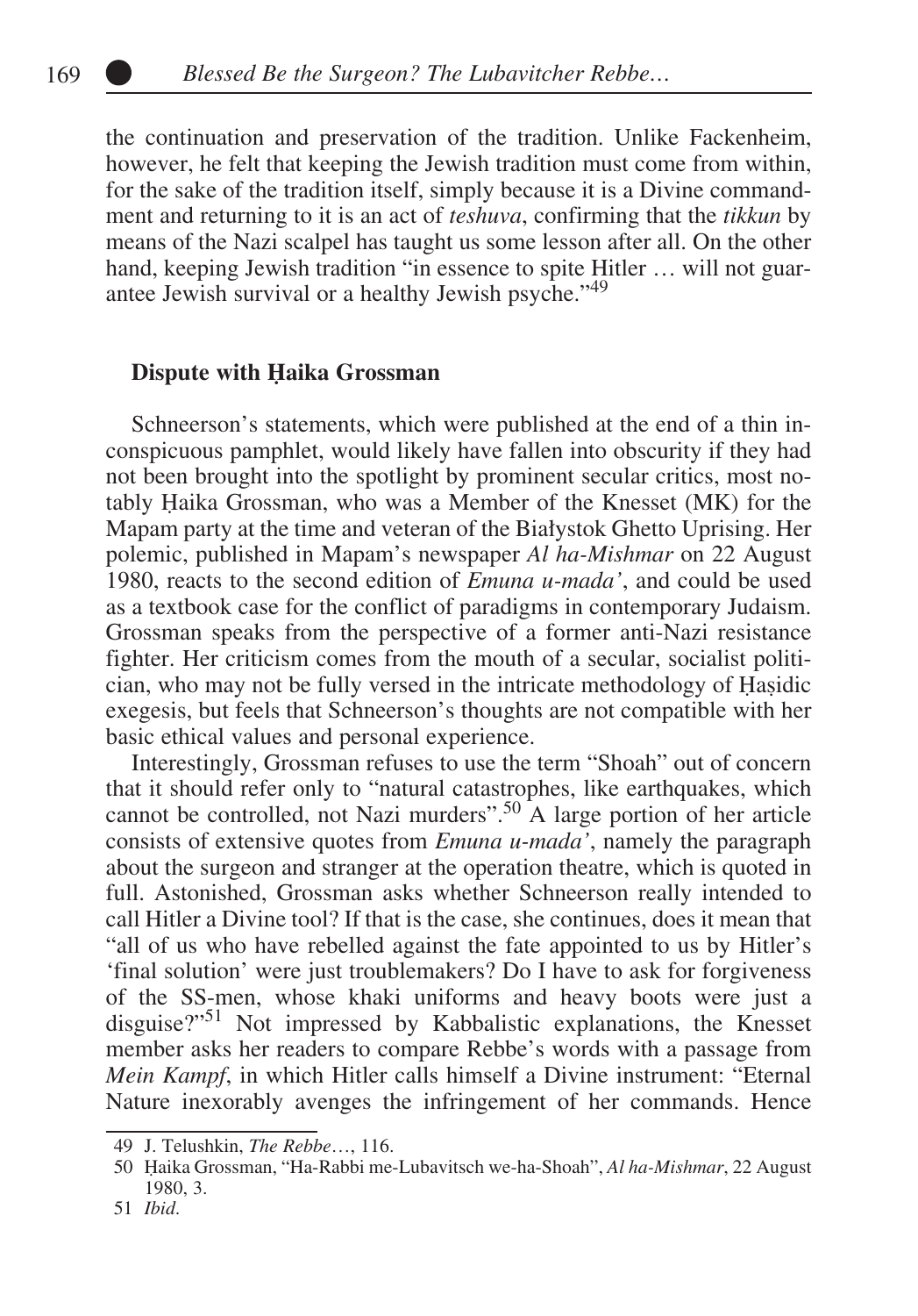the continuation and preservation of the tradition. Unlike Fackenheim, however, he felt that keeping the Jewish tradition must come from within, for the sake of the tradition itself, simply because it is a Divine commandment and returning to it is an act of *teshuva*, confirming that the *tikkun* by means of the Nazi scalpel has taught us some lesson after all. On the other hand, keeping Jewish tradition "in essence to spite Hitler … will not guarantee Jewish survival or a healthy Jewish psyche."[49]

## Dispute with Ḥaika Grossman

Schneerson's statements, which were published at the end of a thin inconspicuous pamphlet, would likely have fallen into obscurity if they had not been brought into the spotlight by prominent secular critics, most notably Ḥaika Grossman, who was a Member of the Knesset (MK) for the Mapam party at the time and veteran of the Białystok Ghetto Uprising. Her polemic, published in Mapam's newspaper *Al ha-Mishmar* on 22 August 1980, reacts to the second edition of *Emuna u-mada'*, and could be used as a textbook case for the conflict of paradigms in contemporary Judaism. Grossman speaks from the perspective of a former anti-Nazi resistance fighter. Her criticism comes from the mouth of a secular, socialist politician, who may not be fully versed in the intricate methodology of Ḥaṣidic exegesis, but feels that Schneerson's thoughts are not compatible with her basic ethical values and personal experience.

Interestingly, Grossman refuses to use the term "Shoah" out of concern that it should refer only to "natural catastrophes, like earthquakes, which cannot be controlled, not Nazi murders".[50] A large portion of her article consists of extensive quotes from *Emuna u-mada'*, namely the paragraph about the surgeon and stranger at the operation theatre, which is quoted in full. Astonished, Grossman asks whether Schneerson really intended to call Hitler a Divine tool? If that is the case, she continues, does it mean that "all of us who have rebelled against the fate appointed to us by Hitler's 'final solution' were just troublemakers? Do I have to ask for forgiveness of the SS-men, whose khaki uniforms and heavy boots were just a disguise?"[51] Not impressed by Kabbalistic explanations, the Knesset member asks her readers to compare Rebbe's words with a passage from *Mein Kampf*, in which Hitler calls himself a Divine instrument: "Eternal Nature inexorably avenges the infringement of her commands. Hence

---

49 J. Telushkin, *The Rebbe*…, 116.

50 Ḥaika Grossman, "Ha-Rabbi me-Lubavitsch we-ha-Shoah", *Al ha-Mishmar*, 22 August 1980, 3.

51 *Ibid*.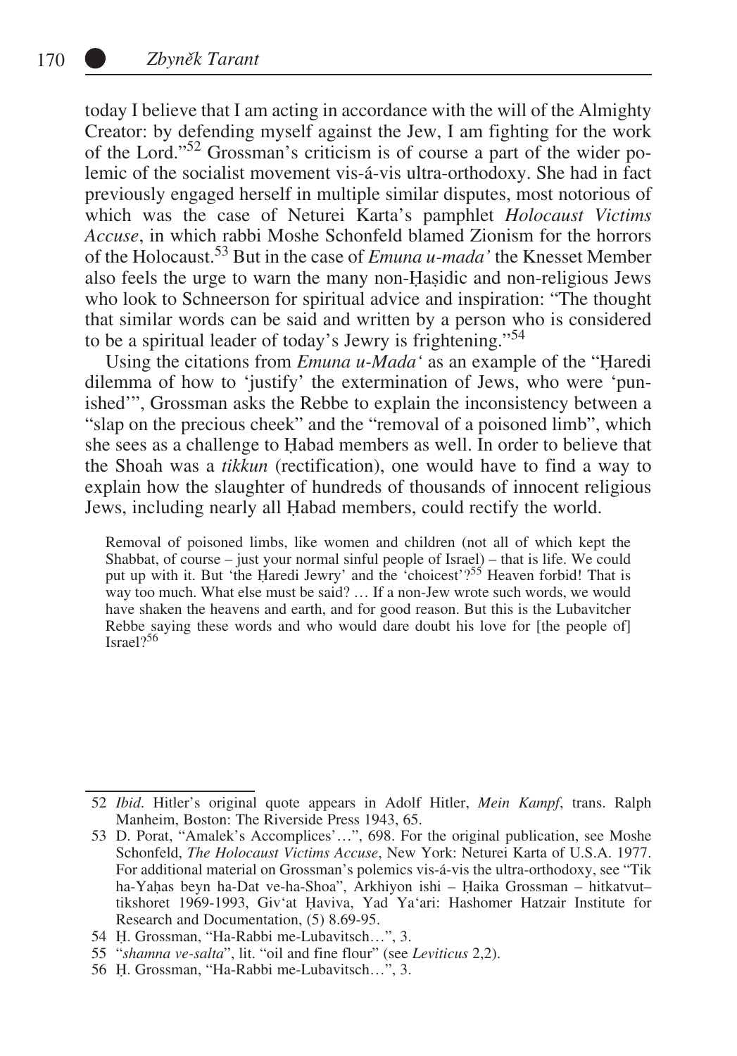today I believe that I am acting in accordance with the will of the Almighty Creator: by defending myself against the Jew, I am fighting for the work of the Lord."[52] Grossman's criticism is of course a part of the wider polemic of the socialist movement vis-á-vis ultra-orthodoxy. She had in fact previously engaged herself in multiple similar disputes, most notorious of which was the case of Neturei Karta's pamphlet *Holocaust Victims Accuse*, in which rabbi Moshe Schonfeld blamed Zionism for the horrors of the Holocaust.[53] But in the case of *Emuna u-mada'* the Knesset Member also feels the urge to warn the many non-Ḥaṣidic and non-religious Jews who look to Schneerson for spiritual advice and inspiration: "The thought that similar words can be said and written by a person who is considered to be a spiritual leader of today's Jewry is frightening."[54]

Using the citations from *Emuna u-Mada'* as an example of the "Ḥaredi dilemma of how to 'justify' the extermination of Jews, who were 'punished'", Grossman asks the Rebbe to explain the inconsistency between a "slap on the precious cheek" and the "removal of a poisoned limb", which she sees as a challenge to Ḥabad members as well. In order to believe that the Shoah was a *tikkun* (rectification), one would have to find a way to explain how the slaughter of hundreds of thousands of innocent religious Jews, including nearly all Ḥabad members, could rectify the world.

> Removal of poisoned limbs, like women and children (not all of which kept the Shabbat, of course – just your normal sinful people of Israel) – that is life. We could put up with it. But 'the Ḥaredi Jewry' and the 'choicest'?[55] Heaven forbid! That is way too much. What else must be said? … If a non-Jew wrote such words, we would have shaken the heavens and earth, and for good reason. But this is the Lubavitcher Rebbe saying these words and who would dare doubt his love for [the people of] Israel?[56]

---

52 *Ibid.* Hitler's original quote appears in Adolf Hitler, *Mein Kampf*, trans. Ralph Manheim, Boston: The Riverside Press 1943, 65.

53 D. Porat, "Amalek's Accomplices'…", 698. For the original publication, see Moshe Schonfeld, *The Holocaust Victims Accuse*, New York: Neturei Karta of U.S.A. 1977. For additional material on Grossman's polemics vis-á-vis the ultra-orthodoxy, see "Tik ha-Yaḥas beyn ha-Dat ve-ha-Shoa", Arkhiyon ishi – Ḥaika Grossman – hitkatvut–tikshoret 1969-1993, Giv'at Ḥaviva, Yad Ya'ari: Hashomer Hatzair Institute for Research and Documentation, (5) 8.69-95.

54 Ḥ. Grossman, "Ha-Rabbi me-Lubavitsch…", 3.

55 "*shamna ve-salta*", lit. "oil and fine flour" (see *Leviticus* 2,2).

56 Ḥ. Grossman, "Ha-Rabbi me-Lubavitsch…", 3.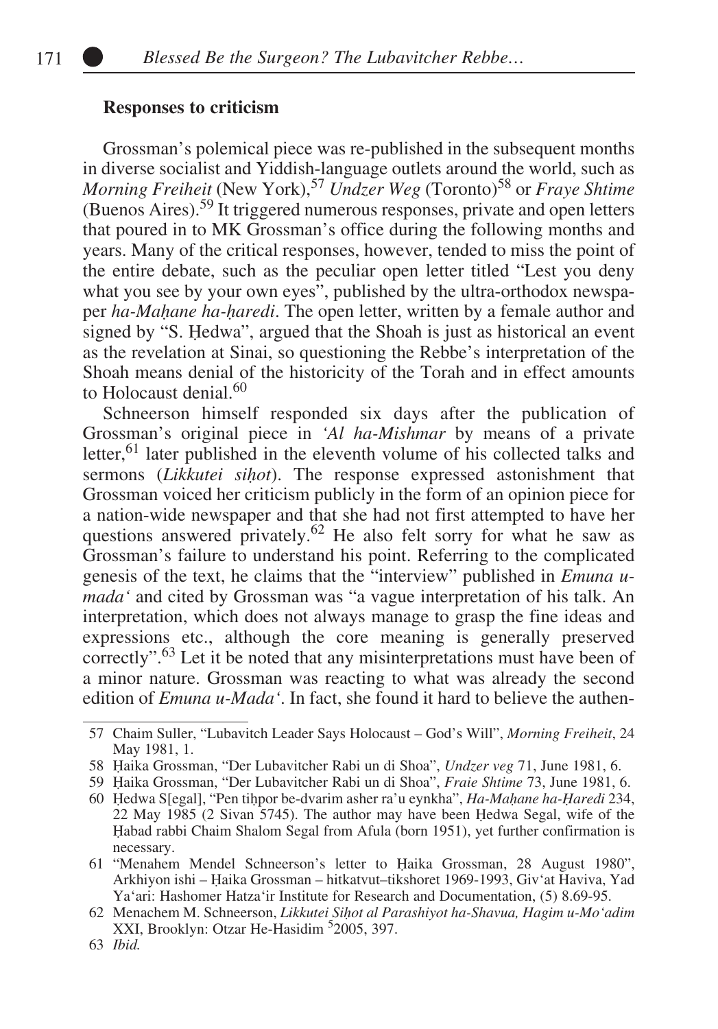## Responses to criticism

Grossman's polemical piece was re-published in the subsequent months in diverse socialist and Yiddish-language outlets around the world, such as *Morning Freiheit* (New York),[57] *Undzer Weg* (Toronto)[58] or *Fraye Shtime* (Buenos Aires).[59] It triggered numerous responses, private and open letters that poured in to MK Grossman's office during the following months and years. Many of the critical responses, however, tended to miss the point of the entire debate, such as the peculiar open letter titled "Lest you deny what you see by your own eyes", published by the ultra-orthodox newspaper *ha-Maḥane ha-ḥaredi*. The open letter, written by a female author and signed by "S. Ḥedwa", argued that the Shoah is just as historical an event as the revelation at Sinai, so questioning the Rebbe's interpretation of the Shoah means denial of the historicity of the Torah and in effect amounts to Holocaust denial.[60]

Schneerson himself responded six days after the publication of Grossman's original piece in *'Al ha-Mishmar* by means of a private letter,[61] later published in the eleventh volume of his collected talks and sermons (*Likkutei siḥot*). The response expressed astonishment that Grossman voiced her criticism publicly in the form of an opinion piece for a nation-wide newspaper and that she had not first attempted to have her questions answered privately.[62] He also felt sorry for what he saw as Grossman's failure to understand his point. Referring to the complicated genesis of the text, he claims that the "interview" published in *Emuna u-mada'* and cited by Grossman was "a vague interpretation of his talk. An interpretation, which does not always manage to grasp the fine ideas and expressions etc., although the core meaning is generally preserved correctly".[63] Let it be noted that any misinterpretations must have been of a minor nature. Grossman was reacting to what was already the second edition of *Emuna u-Mada'*. In fact, she found it hard to believe the authen-

---

57 Chaim Suller, "Lubavitch Leader Says Holocaust – God's Will", *Morning Freiheit*, 24 May 1981, 1.

58 Ḥaika Grossman, "Der Lubavitcher Rabi un di Shoa", *Undzer veg* 71, June 1981, 6.

59 Ḥaika Grossman, "Der Lubavitcher Rabi un di Shoa", *Fraie Shtime* 73, June 1981, 6.

60 Ḥedwa S[egal], "Pen tiḥpor be-dvarim asher ra'u eynkha", *Ha-Maḥane ha-Ḥaredi* 234, 22 May 1985 (2 Sivan 5745). The author may have been Ḥedwa Segal, wife of the Ḥabad rabbi Chaim Shalom Segal from Afula (born 1951), yet further confirmation is necessary.

61 "Menahem Mendel Schneerson's letter to Ḥaika Grossman, 28 August 1980", Arkhiyon ishi – Ḥaika Grossman – hitkatvut–tikshoret 1969-1993, Giv'at Haviva, Yad Ya'ari: Hashomer Hatza'ir Institute for Research and Documentation, (5) 8.69-95.

62 Menachem M. Schneerson, *Likkutei Siḥot al Parashiyot ha-Shavua, Hagim u-Mo'adim* XXI, Brooklyn: Otzar He-Hasidim [5]2005, 397.

63 *Ibid.*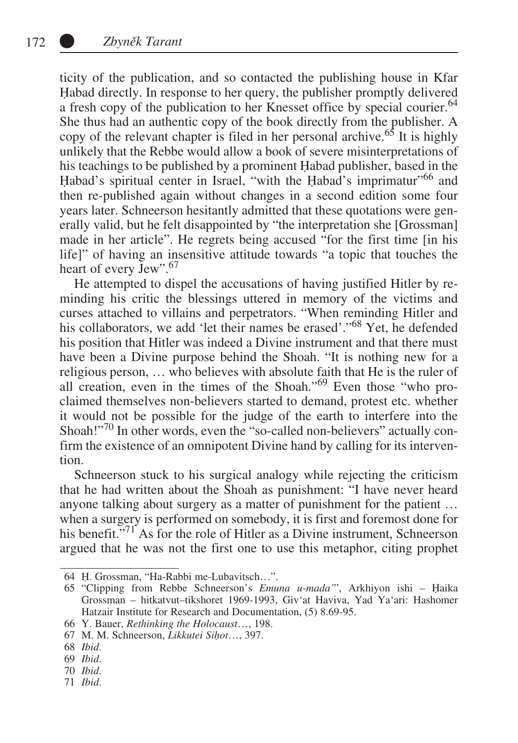ticity of the publication, and so contacted the publishing house in Kfar Ḥabad directly. In response to her query, the publisher promptly delivered a fresh copy of the publication to her Knesset office by special courier.[64] She thus had an authentic copy of the book directly from the publisher. A copy of the relevant chapter is filed in her personal archive.[65] It is highly unlikely that the Rebbe would allow a book of severe misinterpretations of his teachings to be published by a prominent Ḥabad publisher, based in the Ḥabad's spiritual center in Israel, "with the Ḥabad's imprimatur"[66] and then re-published again without changes in a second edition some four years later. Schneerson hesitantly admitted that these quotations were generally valid, but he felt disappointed by "the interpretation she [Grossman] made in her article". He regrets being accused "for the first time [in his life]" of having an insensitive attitude towards "a topic that touches the heart of every Jew".[67]

He attempted to dispel the accusations of having justified Hitler by reminding his critic the blessings uttered in memory of the victims and curses attached to villains and perpetrators. "When reminding Hitler and his collaborators, we add 'let their names be erased'."[68] Yet, he defended his position that Hitler was indeed a Divine instrument and that there must have been a Divine purpose behind the Shoah. "It is nothing new for a religious person, … who believes with absolute faith that He is the ruler of all creation, even in the times of the Shoah."[69] Even those "who proclaimed themselves non-believers started to demand, protest etc. whether it would not be possible for the judge of the earth to interfere into the Shoah!"[70] In other words, even the "so-called non-believers" actually confirm the existence of an omnipotent Divine hand by calling for its intervention.

Schneerson stuck to his surgical analogy while rejecting the criticism that he had written about the Shoah as punishment: "I have never heard anyone talking about surgery as a matter of punishment for the patient … when a surgery is performed on somebody, it is first and foremost done for his benefit."[71] As for the role of Hitler as a Divine instrument, Schneerson argued that he was not the first one to use this metaphor, citing prophet

---

64 Ḥ. Grossman, "Ha-Rabbi me-Lubavitsch…".

65 "Clipping from Rebbe Schneerson's *Emuna u-mada'*", Arkhiyon ishi – Ḥaika Grossman – hitkatvut–tikshoret 1969-1993, Giv'at Haviva, Yad Ya'ari: Hashomer Hatzair Institute for Research and Documentation, (5) 8.69-95.

66 Y. Bauer, *Rethinking the Holocaust*…, 198.

67 M. M. Schneerson, *Likkutei Siḥot*…, 397.

68 *Ibid*.

69 *Ibid*.

70 *Ibid*.

71 *Ibid*.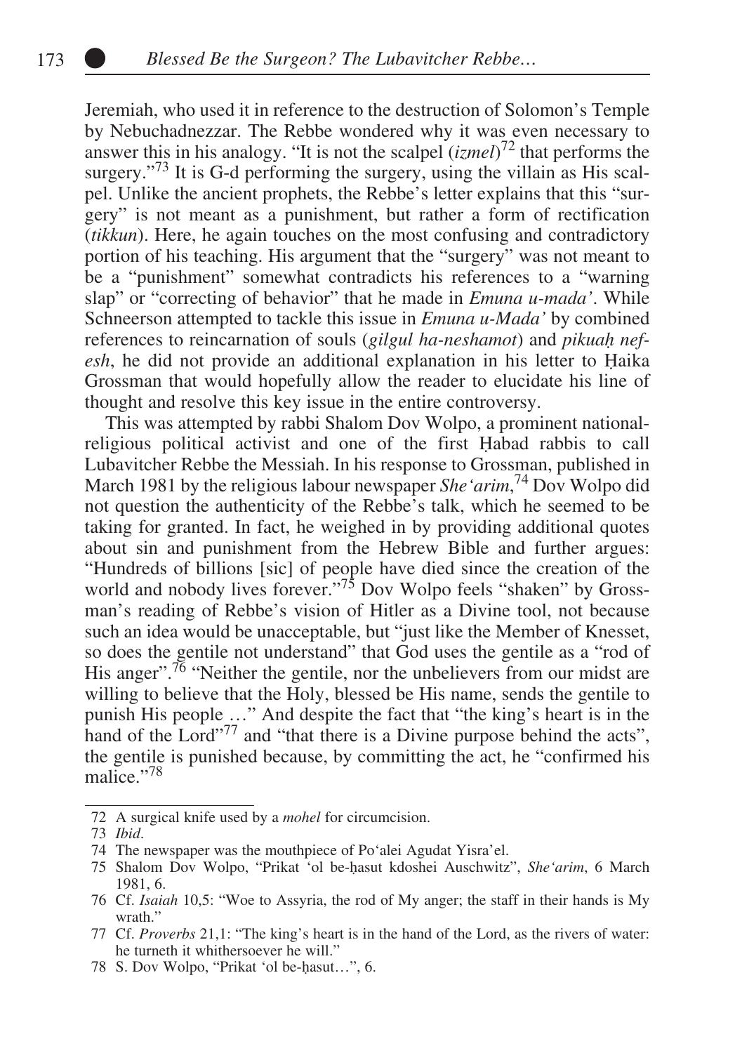Jeremiah, who used it in reference to the destruction of Solomon's Temple by Nebuchadnezzar. The Rebbe wondered why it was even necessary to answer this in his analogy. "It is not the scalpel (*izmel*)[72] that performs the surgery."[73] It is G-d performing the surgery, using the villain as His scalpel. Unlike the ancient prophets, the Rebbe's letter explains that this "surgery" is not meant as a punishment, but rather a form of rectification (*tikkun*). Here, he again touches on the most confusing and contradictory portion of his teaching. His argument that the "surgery" was not meant to be a "punishment" somewhat contradicts his references to a "warning slap" or "correcting of behavior" that he made in *Emuna u-mada'*. While Schneerson attempted to tackle this issue in *Emuna u-Mada'* by combined references to reincarnation of souls (*gilgul ha-neshamot*) and *pikuaḥ nefesh*, he did not provide an additional explanation in his letter to Ḥaika Grossman that would hopefully allow the reader to elucidate his line of thought and resolve this key issue in the entire controversy.

This was attempted by rabbi Shalom Dov Wolpo, a prominent national-religious political activist and one of the first Ḥabad rabbis to call Lubavitcher Rebbe the Messiah. In his response to Grossman, published in March 1981 by the religious labour newspaper *She'arim*,[74] Dov Wolpo did not question the authenticity of the Rebbe's talk, which he seemed to be taking for granted. In fact, he weighed in by providing additional quotes about sin and punishment from the Hebrew Bible and further argues: "Hundreds of billions [sic] of people have died since the creation of the world and nobody lives forever."[75] Dov Wolpo feels "shaken" by Grossman's reading of Rebbe's vision of Hitler as a Divine tool, not because such an idea would be unacceptable, but "just like the Member of Knesset, so does the gentile not understand" that God uses the gentile as a "rod of His anger".[76] "Neither the gentile, nor the unbelievers from our midst are willing to believe that the Holy, blessed be His name, sends the gentile to punish His people …" And despite the fact that "the king's heart is in the hand of the Lord"[77] and "that there is a Divine purpose behind the acts", the gentile is punished because, by committing the act, he "confirmed his malice."[78]

---

72 A surgical knife used by a *mohel* for circumcision.

73 *Ibid*.

74 The newspaper was the mouthpiece of Po'alei Agudat Yisra'el.

75 Shalom Dov Wolpo, "Prikat 'ol be-ḥasut kdoshei Auschwitz", *She'arim*, 6 March 1981, 6.

76 Cf. *Isaiah* 10,5: "Woe to Assyria, the rod of My anger; the staff in their hands is My wrath."

77 Cf. *Proverbs* 21,1: "The king's heart is in the hand of the Lord, as the rivers of water: he turneth it whithersoever he will."

78 S. Dov Wolpo, "Prikat 'ol be-ḥasut…", 6.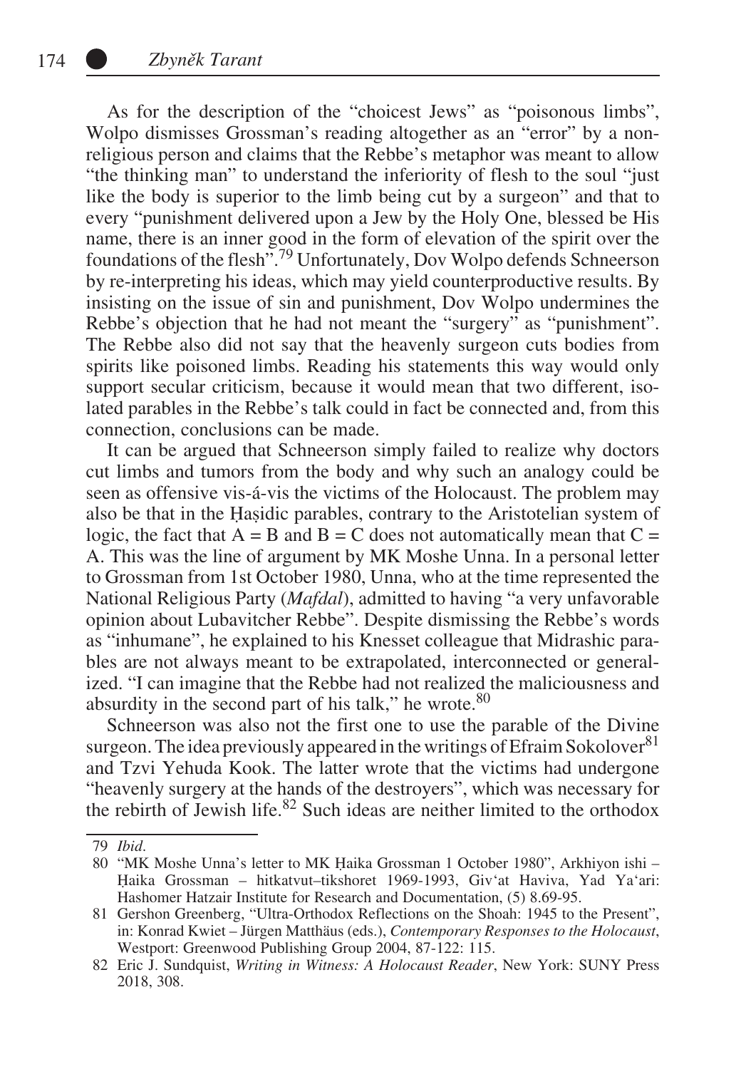As for the description of the "choicest Jews" as "poisonous limbs", Wolpo dismisses Grossman's reading altogether as an "error" by a non-religious person and claims that the Rebbe's metaphor was meant to allow "the thinking man" to understand the inferiority of flesh to the soul "just like the body is superior to the limb being cut by a surgeon" and that to every "punishment delivered upon a Jew by the Holy One, blessed be His name, there is an inner good in the form of elevation of the spirit over the foundations of the flesh".[79] Unfortunately, Dov Wolpo defends Schneerson by re-interpreting his ideas, which may yield counterproductive results. By insisting on the issue of sin and punishment, Dov Wolpo undermines the Rebbe's objection that he had not meant the "surgery" as "punishment". The Rebbe also did not say that the heavenly surgeon cuts bodies from spirits like poisoned limbs. Reading his statements this way would only support secular criticism, because it would mean that two different, isolated parables in the Rebbe's talk could in fact be connected and, from this connection, conclusions can be made.

It can be argued that Schneerson simply failed to realize why doctors cut limbs and tumors from the body and why such an analogy could be seen as offensive vis-á-vis the victims of the Holocaust. The problem may also be that in the Ḥaṣidic parables, contrary to the Aristotelian system of logic, the fact that A = B and B = C does not automatically mean that C = A. This was the line of argument by MK Moshe Unna. In a personal letter to Grossman from 1st October 1980, Unna, who at the time represented the National Religious Party (*Mafdal*), admitted to having "a very unfavorable opinion about Lubavitcher Rebbe". Despite dismissing the Rebbe's words as "inhumane", he explained to his Knesset colleague that Midrashic parables are not always meant to be extrapolated, interconnected or generalized. "I can imagine that the Rebbe had not realized the maliciousness and absurdity in the second part of his talk," he wrote.[80]

Schneerson was also not the first one to use the parable of the Divine surgeon. The idea previously appeared in the writings of Efraim Sokolover[81] and Tzvi Yehuda Kook. The latter wrote that the victims had undergone "heavenly surgery at the hands of the destroyers", which was necessary for the rebirth of Jewish life.[82] Such ideas are neither limited to the orthodox

---

79 *Ibid*.

80 "MK Moshe Unna's letter to MK Ḥaika Grossman 1 October 1980", Arkhiyon ishi – Ḥaika Grossman – hitkatvut–tikshoret 1969-1993, Giv'at Haviva, Yad Ya'ari: Hashomer Hatzair Institute for Research and Documentation, (5) 8.69-95.

81 Gershon Greenberg, "Ultra-Orthodox Reflections on the Shoah: 1945 to the Present", in: Konrad Kwiet – Jürgen Matthäus (eds.), *Contemporary Responses to the Holocaust*, Westport: Greenwood Publishing Group 2004, 87-122: 115.

82 Eric J. Sundquist, *Writing in Witness: A Holocaust Reader*, New York: SUNY Press 2018, 308.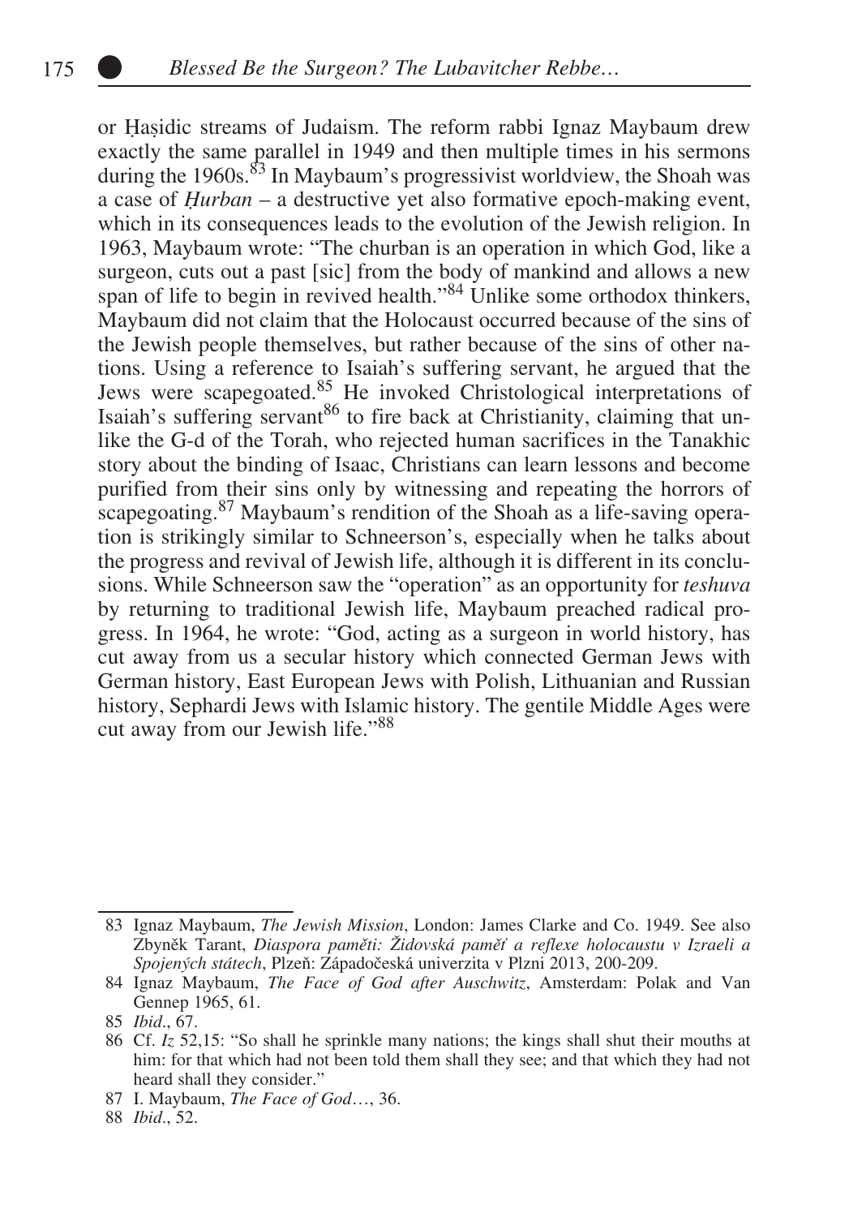or Ḥasidic streams of Judaism. The reform rabbi Ignaz Maybaum drew exactly the same parallel in 1949 and then multiple times in his sermons during the 1960s.[83] In Maybaum's progressivist worldview, the Shoah was a case of *Ḥurban* – a destructive yet also formative epoch-making event, which in its consequences leads to the evolution of the Jewish religion. In 1963, Maybaum wrote: "The churban is an operation in which God, like a surgeon, cuts out a past [sic] from the body of mankind and allows a new span of life to begin in revived health."[84] Unlike some orthodox thinkers, Maybaum did not claim that the Holocaust occurred because of the sins of the Jewish people themselves, but rather because of the sins of other nations. Using a reference to Isaiah's suffering servant, he argued that the Jews were scapegoated.[85] He invoked Christological interpretations of Isaiah's suffering servant[86] to fire back at Christianity, claiming that unlike the G-d of the Torah, who rejected human sacrifices in the Tanakhic story about the binding of Isaac, Christians can learn lessons and become purified from their sins only by witnessing and repeating the horrors of scapegoating.[87] Maybaum's rendition of the Shoah as a life-saving operation is strikingly similar to Schneerson's, especially when he talks about the progress and revival of Jewish life, although it is different in its conclusions. While Schneerson saw the "operation" as an opportunity for *teshuva* by returning to traditional Jewish life, Maybaum preached radical progress. In 1964, he wrote: "God, acting as a surgeon in world history, has cut away from us a secular history which connected German Jews with German history, East European Jews with Polish, Lithuanian and Russian history, Sephardi Jews with Islamic history. The gentile Middle Ages were cut away from our Jewish life."[88]

---

83 Ignaz Maybaum, *The Jewish Mission*, London: James Clarke and Co. 1949. See also Zbyněk Tarant, *Diaspora paměti: Židovská paměť a reflexe holocaustu v Izraeli a Spojených státech*, Plzeň: Západočeská univerzita v Plzni 2013, 200-209.

84 Ignaz Maybaum, *The Face of God after Auschwitz*, Amsterdam: Polak and Van Gennep 1965, 61.

85 *Ibid*., 67.

86 Cf. *Iz* 52,15: "So shall he sprinkle many nations; the kings shall shut their mouths at him: for that which had not been told them shall they see; and that which they had not heard shall they consider."

87 I. Maybaum, *The Face of God*…, 36.

88 *Ibid*., 52.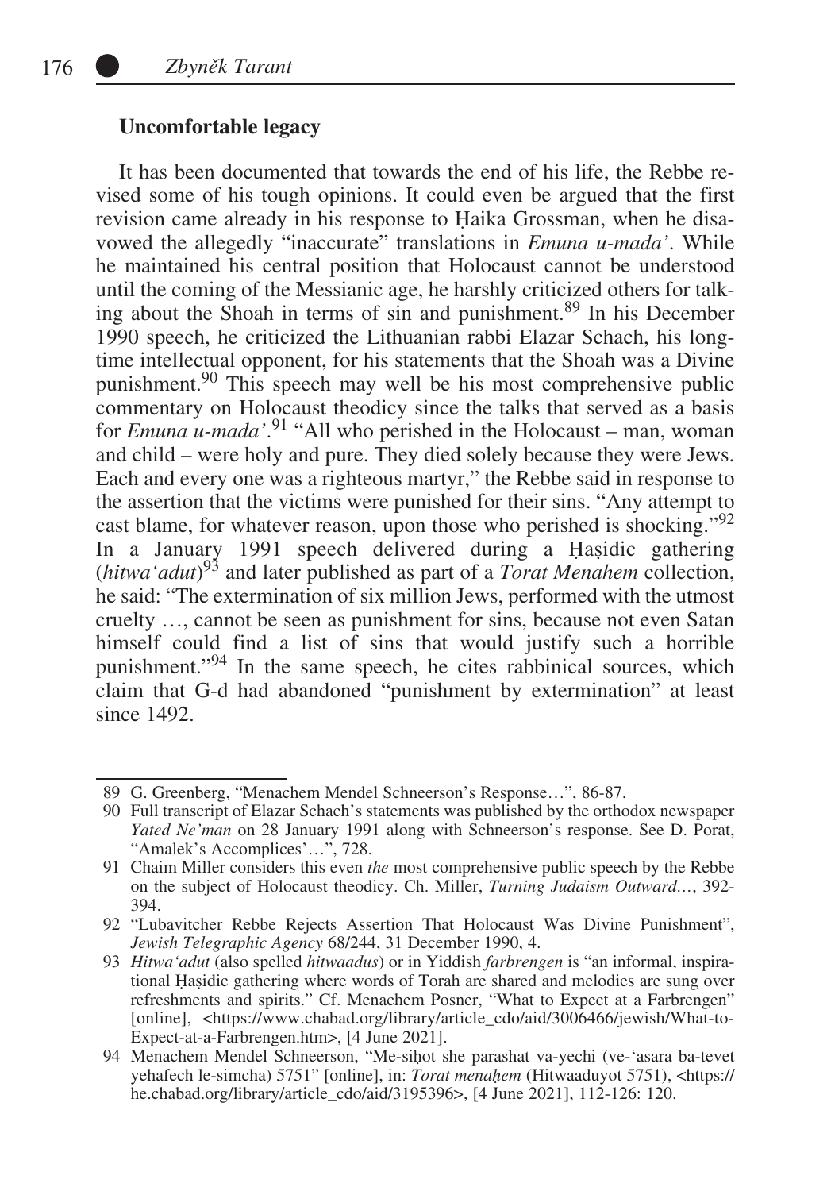## Uncomfortable legacy

It has been documented that towards the end of his life, the Rebbe revised some of his tough opinions. It could even be argued that the first revision came already in his response to Ḥaika Grossman, when he disavowed the allegedly "inaccurate" translations in *Emuna u-mada'*. While he maintained his central position that Holocaust cannot be understood until the coming of the Messianic age, he harshly criticized others for talking about the Shoah in terms of sin and punishment.[89] In his December 1990 speech, he criticized the Lithuanian rabbi Elazar Schach, his longtime intellectual opponent, for his statements that the Shoah was a Divine punishment.[90] This speech may well be his most comprehensive public commentary on Holocaust theodicy since the talks that served as a basis for *Emuna u-mada'*.[91] "All who perished in the Holocaust – man, woman and child – were holy and pure. They died solely because they were Jews. Each and every one was a righteous martyr," the Rebbe said in response to the assertion that the victims were punished for their sins. "Any attempt to cast blame, for whatever reason, upon those who perished is shocking."[92] In a January 1991 speech delivered during a Ḥasidic gathering (*hitwa'adut*)[93] and later published as part of a *Torat Menahem* collection, he said: "The extermination of six million Jews, performed with the utmost cruelty …, cannot be seen as punishment for sins, because not even Satan himself could find a list of sins that would justify such a horrible punishment."[94] In the same speech, he cites rabbinical sources, which claim that G-d had abandoned "punishment by extermination" at least since 1492.

---

89 G. Greenberg, "Menachem Mendel Schneerson's Response…", 86-87.

90 Full transcript of Elazar Schach's statements was published by the orthodox newspaper *Yated Ne'man* on 28 January 1991 along with Schneerson's response. See D. Porat, "Amalek's Accomplices'…", 728.

91 Chaim Miller considers this even *the* most comprehensive public speech by the Rebbe on the subject of Holocaust theodicy. Ch. Miller, *Turning Judaism Outward…*, 392-394.

92 "Lubavitcher Rebbe Rejects Assertion That Holocaust Was Divine Punishment", *Jewish Telegraphic Agency* 68/244, 31 December 1990, 4.

93 *Hitwa'adut* (also spelled *hitwaadus*) or in Yiddish *farbrengen* is "an informal, inspirational Ḥasidic gathering where words of Torah are shared and melodies are sung over refreshments and spirits." Cf. Menachem Posner, "What to Expect at a Farbrengen" [online], <https://www.chabad.org/library/article_cdo/aid/3006466/jewish/What-to-Expect-at-a-Farbrengen.htm>, [4 June 2021].

94 Menachem Mendel Schneerson, "Me-siḥot she parashat va-yechi (ve-'asara ba-tevet yehafech le-simcha) 5751" [online], in: *Torat menaḥem* (Hitwaaduyot 5751), <https://he.chabad.org/library/article_cdo/aid/3195396>, [4 June 2021], 112-126: 120.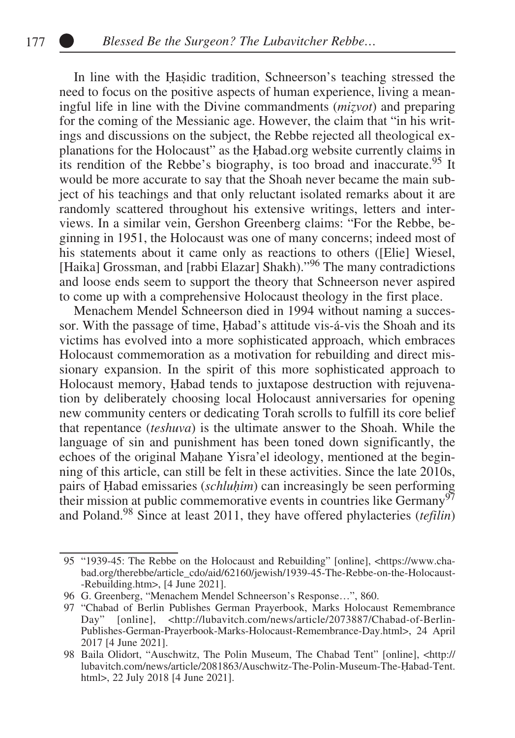In line with the Ḥaṣidic tradition, Schneerson's teaching stressed the need to focus on the positive aspects of human experience, living a meaningful life in line with the Divine commandments (*miẓvot*) and preparing for the coming of the Messianic age. However, the claim that "in his writings and discussions on the subject, the Rebbe rejected all theological explanations for the Holocaust" as the Ḥabad.org website currently claims in its rendition of the Rebbe's biography, is too broad and inaccurate.[95] It would be more accurate to say that the Shoah never became the main subject of his teachings and that only reluctant isolated remarks about it are randomly scattered throughout his extensive writings, letters and interviews. In a similar vein, Gershon Greenberg claims: "For the Rebbe, beginning in 1951, the Holocaust was one of many concerns; indeed most of his statements about it came only as reactions to others ([Elie] Wiesel, [Haika] Grossman, and [rabbi Elazar] Shakh)."[96] The many contradictions and loose ends seem to support the theory that Schneerson never aspired to come up with a comprehensive Holocaust theology in the first place.

Menachem Mendel Schneerson died in 1994 without naming a successor. With the passage of time, Ḥabad's attitude vis-á-vis the Shoah and its victims has evolved into a more sophisticated approach, which embraces Holocaust commemoration as a motivation for rebuilding and direct missionary expansion. In the spirit of this more sophisticated approach to Holocaust memory, Ḥabad tends to juxtapose destruction with rejuvenation by deliberately choosing local Holocaust anniversaries for opening new community centers or dedicating Torah scrolls to fulfill its core belief that repentance (*teshuva*) is the ultimate answer to the Shoah. While the language of sin and punishment has been toned down significantly, the echoes of the original Maḥane Yisra'el ideology, mentioned at the beginning of this article, can still be felt in these activities. Since the late 2010s, pairs of Ḥabad emissaries (*schluḥim*) can increasingly be seen performing their mission at public commemorative events in countries like Germany[97] and Poland.[98] Since at least 2011, they have offered phylacteries (*tefilin*)

---

95 "1939-45: The Rebbe on the Holocaust and Rebuilding" [online], <https://www.chabad.org/therebbe/article_cdo/aid/62160/jewish/1939-45-The-Rebbe-on-the-Holocaust--Rebuilding.htm>, [4 June 2021].

96 G. Greenberg, "Menachem Mendel Schneerson's Response…", 860.

97 "Chabad of Berlin Publishes German Prayerbook, Marks Holocaust Remembrance Day" [online], <http://lubavitch.com/news/article/2073887/Chabad-of-Berlin-Publishes-German-Prayerbook-Marks-Holocaust-Remembrance-Day.html>, 24 April 2017 [4 June 2021].

98 Baila Olidort, "Auschwitz, The Polin Museum, The Chabad Tent" [online], <http://lubavitch.com/news/article/2081863/Auschwitz-The-Polin-Museum-The-Ḥabad-Tent.html>, 22 July 2018 [4 June 2021].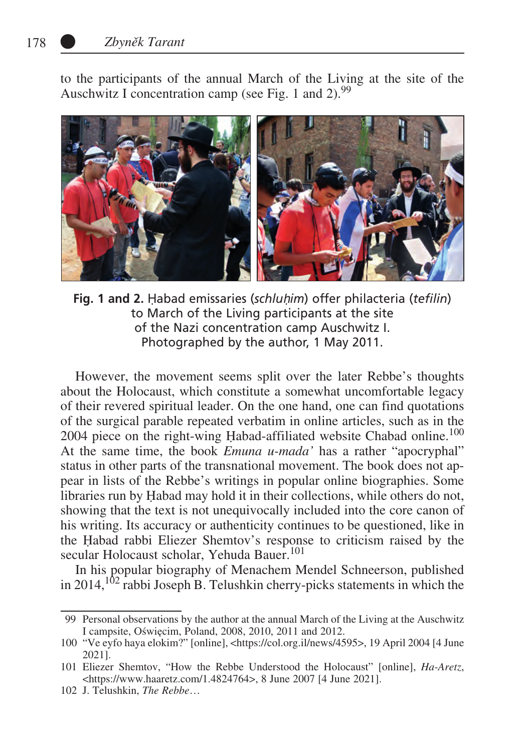to the participants of the annual March of the Living at the site of the Auschwitz I concentration camp (see Fig. 1 and 2).[99]

**Fig. 1 and 2.** Ḥabad emissaries (*schluḥim*) offer philacteria (*tefilin*) to March of the Living participants at the site of the Nazi concentration camp Auschwitz I. Photographed by the author, 1 May 2011.

However, the movement seems split over the later Rebbe's thoughts about the Holocaust, which constitute a somewhat uncomfortable legacy of their revered spiritual leader. On the one hand, one can find quotations of the surgical parable repeated verbatim in online articles, such as in the 2004 piece on the right-wing Ḥabad-affiliated website Chabad online.[100] At the same time, the book *Emuna u-mada'* has a rather "apocryphal" status in other parts of the transnational movement. The book does not appear in lists of the Rebbe's writings in popular online biographies. Some libraries run by Ḥabad may hold it in their collections, while others do not, showing that the text is not unequivocally included into the core canon of his writing. Its accuracy or authenticity continues to be questioned, like in the Ḥabad rabbi Eliezer Shemtov's response to criticism raised by the secular Holocaust scholar, Yehuda Bauer.[101]

In his popular biography of Menachem Mendel Schneerson, published in 2014,[102] rabbi Joseph B. Telushkin cherry-picks statements in which the

---

99 Personal observations by the author at the annual March of the Living at the Auschwitz I campsite, Oświęcim, Poland, 2008, 2010, 2011 and 2012.

100 "Ve eyfo haya elokim?" [online], <https://col.org.il/news/4595>, 19 April 2004 [4 June 2021].

101 Eliezer Shemtov, "How the Rebbe Understood the Holocaust" [online], *Ha-Aretz*, <https://www.haaretz.com/1.4824764>, 8 June 2007 [4 June 2021].

102 J. Telushkin, *The Rebbe*…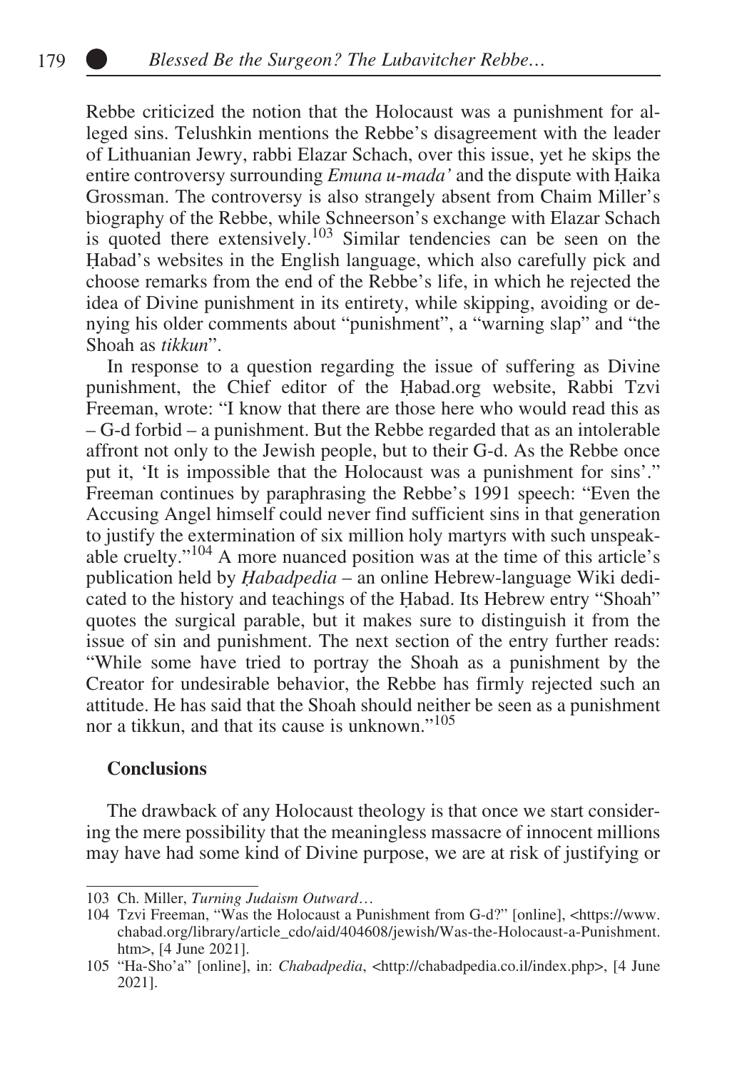Rebbe criticized the notion that the Holocaust was a punishment for alleged sins. Telushkin mentions the Rebbe's disagreement with the leader of Lithuanian Jewry, rabbi Elazar Schach, over this issue, yet he skips the entire controversy surrounding *Emuna u-mada'* and the dispute with Ḥaika Grossman. The controversy is also strangely absent from Chaim Miller's biography of the Rebbe, while Schneerson's exchange with Elazar Schach is quoted there extensively.[103] Similar tendencies can be seen on the Ḥabad's websites in the English language, which also carefully pick and choose remarks from the end of the Rebbe's life, in which he rejected the idea of Divine punishment in its entirety, while skipping, avoiding or denying his older comments about "punishment", a "warning slap" and "the Shoah as *tikkun*".

In response to a question regarding the issue of suffering as Divine punishment, the Chief editor of the Ḥabad.org website, Rabbi Tzvi Freeman, wrote: "I know that there are those here who would read this as – G-d forbid – a punishment. But the Rebbe regarded that as an intolerable affront not only to the Jewish people, but to their G-d. As the Rebbe once put it, 'It is impossible that the Holocaust was a punishment for sins'." Freeman continues by paraphrasing the Rebbe's 1991 speech: "Even the Accusing Angel himself could never find sufficient sins in that generation to justify the extermination of six million holy martyrs with such unspeakable cruelty."[104] A more nuanced position was at the time of this article's publication held by *Ḥabadpedia* – an online Hebrew-language Wiki dedicated to the history and teachings of the Ḥabad. Its Hebrew entry "Shoah" quotes the surgical parable, but it makes sure to distinguish it from the issue of sin and punishment. The next section of the entry further reads: "While some have tried to portray the Shoah as a punishment by the Creator for undesirable behavior, the Rebbe has firmly rejected such an attitude. He has said that the Shoah should neither be seen as a punishment nor a tikkun, and that its cause is unknown."[105]

## Conclusions

The drawback of any Holocaust theology is that once we start considering the mere possibility that the meaningless massacre of innocent millions may have had some kind of Divine purpose, we are at risk of justifying or

---

103 Ch. Miller, *Turning Judaism Outward*…

104 Tzvi Freeman, "Was the Holocaust a Punishment from G-d?" [online], <https://www.chabad.org/library/article_cdo/aid/404608/jewish/Was-the-Holocaust-a-Punishment.htm>, [4 June 2021].

105 "Ha-Sho'a" [online], in: *Chabadpedia*, <http://chabadpedia.co.il/index.php>, [4 June 2021].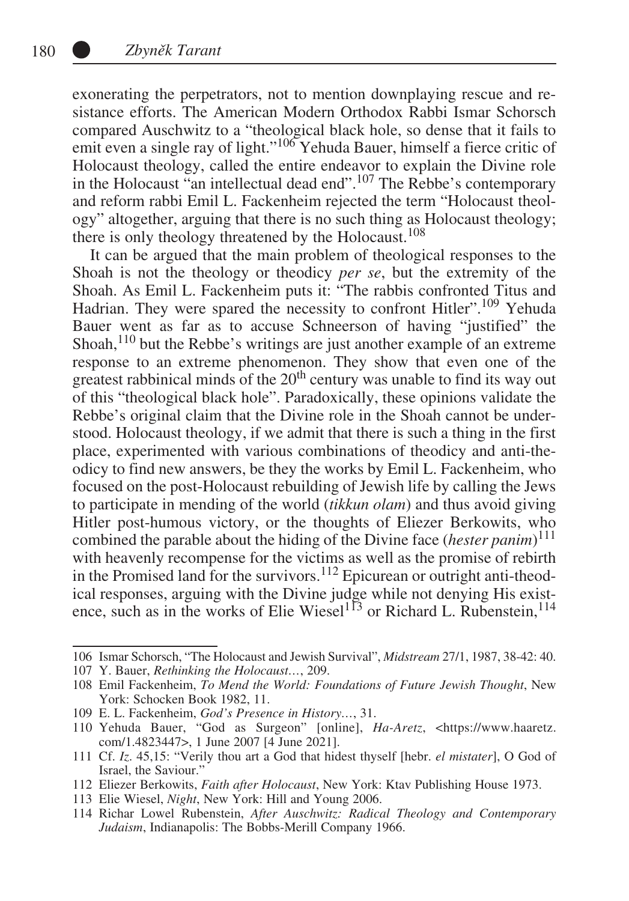exonerating the perpetrators, not to mention downplaying rescue and resistance efforts. The American Modern Orthodox Rabbi Ismar Schorsch compared Auschwitz to a "theological black hole, so dense that it fails to emit even a single ray of light."[106] Yehuda Bauer, himself a fierce critic of Holocaust theology, called the entire endeavor to explain the Divine role in the Holocaust "an intellectual dead end".[107] The Rebbe's contemporary and reform rabbi Emil L. Fackenheim rejected the term "Holocaust theology" altogether, arguing that there is no such thing as Holocaust theology; there is only theology threatened by the Holocaust.[108]

It can be argued that the main problem of theological responses to the Shoah is not the theology or theodicy *per se*, but the extremity of the Shoah. As Emil L. Fackenheim puts it: "The rabbis confronted Titus and Hadrian. They were spared the necessity to confront Hitler".[109] Yehuda Bauer went as far as to accuse Schneerson of having "justified" the Shoah,[110] but the Rebbe's writings are just another example of an extreme response to an extreme phenomenon. They show that even one of the greatest rabbinical minds of the 20th century was unable to find its way out of this "theological black hole". Paradoxically, these opinions validate the Rebbe's original claim that the Divine role in the Shoah cannot be understood. Holocaust theology, if we admit that there is such a thing in the first place, experimented with various combinations of theodicy and anti-theodicy to find new answers, be they the works by Emil L. Fackenheim, who focused on the post-Holocaust rebuilding of Jewish life by calling the Jews to participate in mending of the world (*tikkun olam*) and thus avoid giving Hitler post-humous victory, or the thoughts of Eliezer Berkowits, who combined the parable about the hiding of the Divine face (*hester panim*)[111] with heavenly recompense for the victims as well as the promise of rebirth in the Promised land for the survivors.[112] Epicurean or outright anti-theodical responses, arguing with the Divine judge while not denying His existence, such as in the works of Elie Wiesel[113] or Richard L. Rubenstein,[114]

---

106 Ismar Schorsch, "The Holocaust and Jewish Survival", *Midstream* 27/1, 1987, 38-42: 40.

107 Y. Bauer, *Rethinking the Holocaust…*, 209.

108 Emil Fackenheim, *To Mend the World: Foundations of Future Jewish Thought*, New York: Schocken Book 1982, 11.

109 E. L. Fackenheim, *God's Presence in History…*, 31.

110 Yehuda Bauer, "God as Surgeon" [online], *Ha-Aretz*, <https://www.haaretz.com/1.4823447>, 1 June 2007 [4 June 2021].

111 Cf. *Iz.* 45,15: "Verily thou art a God that hidest thyself [hebr. *el mistater*], O God of Israel, the Saviour."

112 Eliezer Berkowits, *Faith after Holocaust*, New York: Ktav Publishing House 1973.

113 Elie Wiesel, *Night*, New York: Hill and Young 2006.

114 Richar Lowel Rubenstein, *After Auschwitz: Radical Theology and Contemporary Judaism*, Indianapolis: The Bobbs-Merill Company 1966.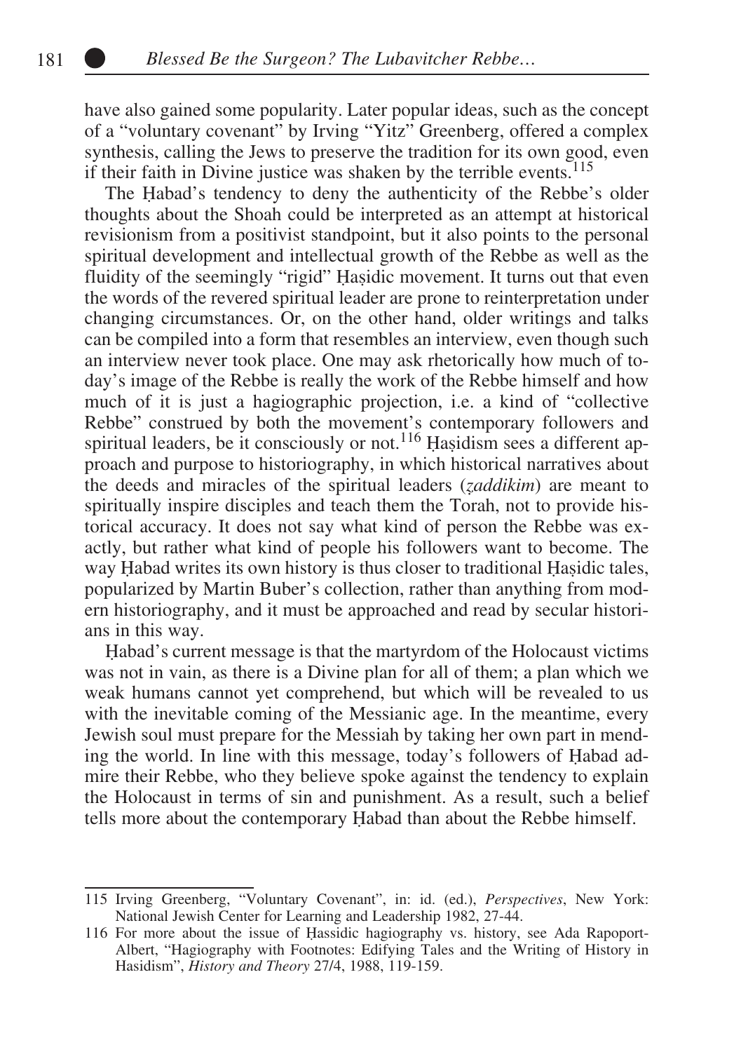have also gained some popularity. Later popular ideas, such as the concept of a "voluntary covenant" by Irving "Yitz" Greenberg, offered a complex synthesis, calling the Jews to preserve the tradition for its own good, even if their faith in Divine justice was shaken by the terrible events.[115]

The Ḥabad's tendency to deny the authenticity of the Rebbe's older thoughts about the Shoah could be interpreted as an attempt at historical revisionism from a positivist standpoint, but it also points to the personal spiritual development and intellectual growth of the Rebbe as well as the fluidity of the seemingly "rigid" Ḥasidic movement. It turns out that even the words of the revered spiritual leader are prone to reinterpretation under changing circumstances. Or, on the other hand, older writings and talks can be compiled into a form that resembles an interview, even though such an interview never took place. One may ask rhetorically how much of today's image of the Rebbe is really the work of the Rebbe himself and how much of it is just a hagiographic projection, i.e. a kind of "collective Rebbe" construed by both the movement's contemporary followers and spiritual leaders, be it consciously or not.[116] Ḥasidism sees a different approach and purpose to historiography, in which historical narratives about the deeds and miracles of the spiritual leaders (*ẓaddikim*) are meant to spiritually inspire disciples and teach them the Torah, not to provide historical accuracy. It does not say what kind of person the Rebbe was exactly, but rather what kind of people his followers want to become. The way Ḥabad writes its own history is thus closer to traditional Ḥasidic tales, popularized by Martin Buber's collection, rather than anything from modern historiography, and it must be approached and read by secular historians in this way.

Ḥabad's current message is that the martyrdom of the Holocaust victims was not in vain, as there is a Divine plan for all of them; a plan which we weak humans cannot yet comprehend, but which will be revealed to us with the inevitable coming of the Messianic age. In the meantime, every Jewish soul must prepare for the Messiah by taking her own part in mending the world. In line with this message, today's followers of Ḥabad admire their Rebbe, who they believe spoke against the tendency to explain the Holocaust in terms of sin and punishment. As a result, such a belief tells more about the contemporary Ḥabad than about the Rebbe himself.

---

115 Irving Greenberg, "Voluntary Covenant", in: id. (ed.), *Perspectives*, New York: National Jewish Center for Learning and Leadership 1982, 27-44.

116 For more about the issue of Ḥassidic hagiography vs. history, see Ada Rapoport-Albert, "Hagiography with Footnotes: Edifying Tales and the Writing of History in Hasidism", *History and Theory* 27/4, 1988, 119-159.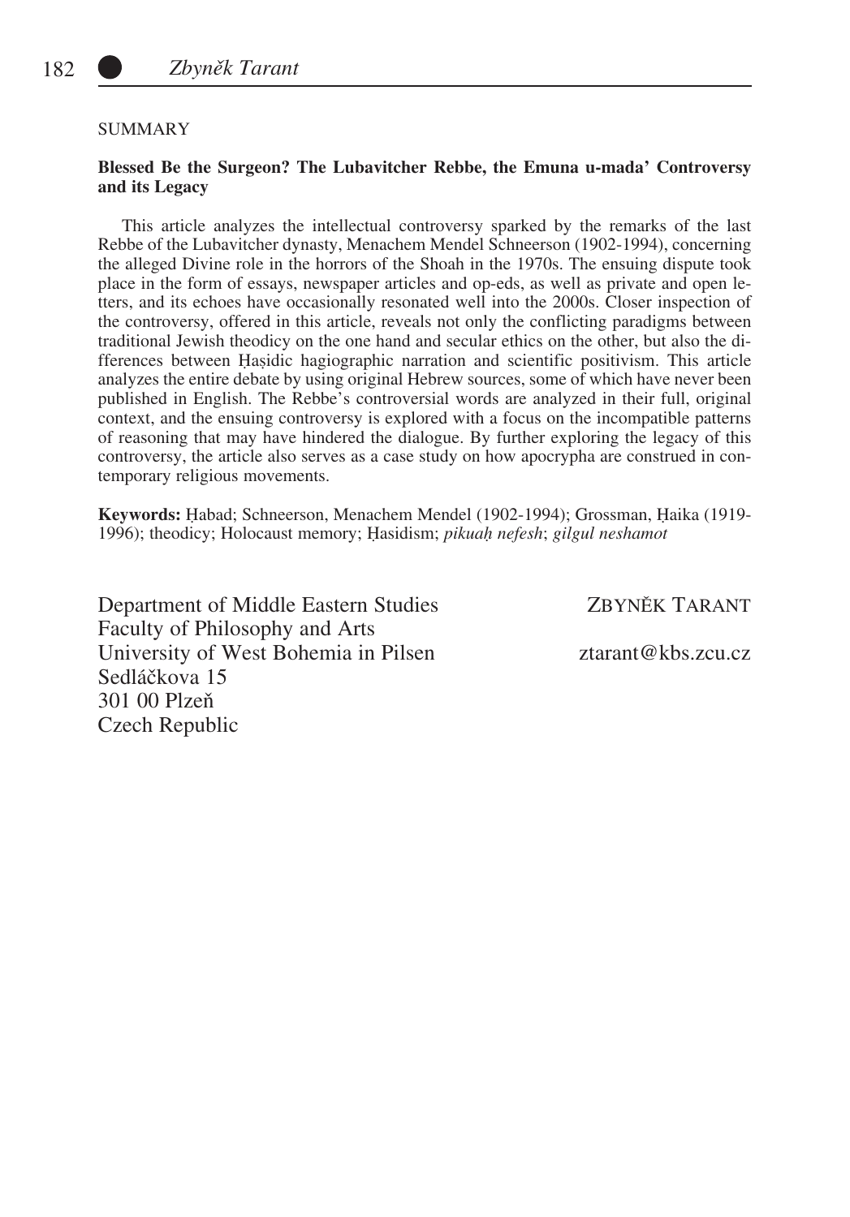SUMMARY

**Blessed Be the Surgeon? The Lubavitcher Rebbe, the Emuna u-mada' Controversy and its Legacy**

This article analyzes the intellectual controversy sparked by the remarks of the last Rebbe of the Lubavitcher dynasty, Menachem Mendel Schneerson (1902-1994), concerning the alleged Divine role in the horrors of the Shoah in the 1970s. The ensuing dispute took place in the form of essays, newspaper articles and op-eds, as well as private and open letters, and its echoes have occasionally resonated well into the 2000s. Closer inspection of the controversy, offered in this article, reveals not only the conflicting paradigms between traditional Jewish theodicy on the one hand and secular ethics on the other, but also the differences between Ḥaṣidic hagiographic narration and scientific positivism. This article analyzes the entire debate by using original Hebrew sources, some of which have never been published in English. The Rebbe's controversial words are analyzed in their full, original context, and the ensuing controversy is explored with a focus on the incompatible patterns of reasoning that may have hindered the dialogue. By further exploring the legacy of this controversy, the article also serves as a case study on how apocrypha are construed in contemporary religious movements.

**Keywords:** Ḥabad; Schneerson, Menachem Mendel (1902-1994); Grossman, Ḥaika (1919-1996); theodicy; Holocaust memory; Ḥasidism; *pikuaḥ nefesh*; *gilgul neshamot*

Department of Middle Eastern Studies
Faculty of Philosophy and Arts
University of West Bohemia in Pilsen
Sedláčkova 15
301 00 Plzeň
Czech Republic

ZBYNĚK TARANT

ztarant@kbs.zcu.cz